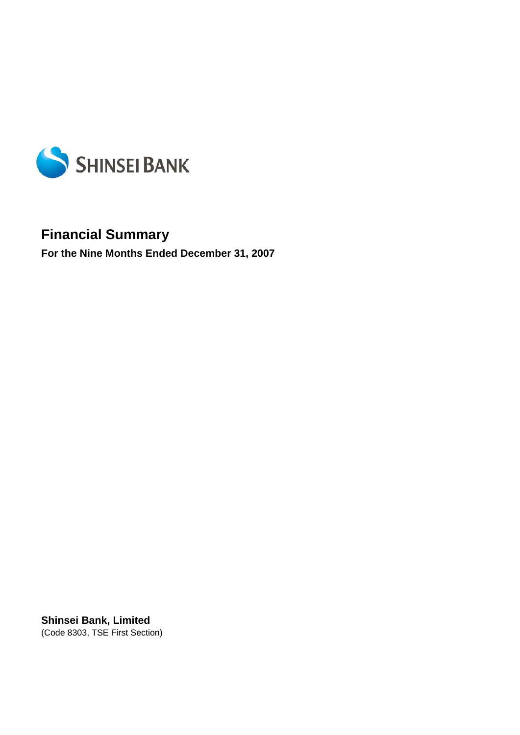SHINSEI BANK

# Financial Summary

**For the Nine Months Ended December 31, 2007**

**Shinsei Bank, Limited**
(Code 8303, TSE First Section)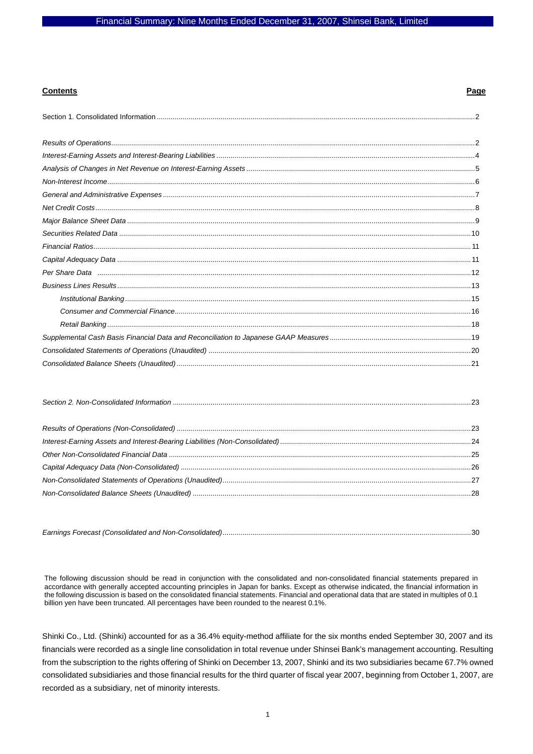| **Contents** | **Page** |
|---|---|
| Section 1. Consolidated Information | 2 |
| *Results of Operations* | 2 |
| *Interest-Earning Assets and Interest-Bearing Liabilities* | 4 |
| *Analysis of Changes in Net Revenue on Interest-Earning Assets* | 5 |
| *Non-Interest Income* | 6 |
| *General and Administrative Expenses* | 7 |
| *Net Credit Costs* | 8 |
| *Major Balance Sheet Data* | 9 |
| *Securities Related Data* | 10 |
| *Financial Ratios* | 11 |
| *Capital Adequacy Data* | 11 |
| *Per Share Data* | 12 |
| *Business Lines Results* | 13 |
| *Institutional Banking* | 15 |
| *Consumer and Commercial Finance* | 16 |
| *Retail Banking* | 18 |
| *Supplemental Cash Basis Financial Data and Reconciliation to Japanese GAAP Measures* | 19 |
| *Consolidated Statements of Operations (Unaudited)* | 20 |
| *Consolidated Balance Sheets (Unaudited)* | 21 |
| *Section 2. Non-Consolidated Information* | 23 |
| *Results of Operations (Non-Consolidated)* | 23 |
| *Interest-Earning Assets and Interest-Bearing Liabilities (Non-Consolidated)* | 24 |
| *Other Non-Consolidated Financial Data* | 25 |
| *Capital Adequacy Data (Non-Consolidated)* | 26 |
| *Non-Consolidated Statements of Operations (Unaudited)* | 27 |
| *Non-Consolidated Balance Sheets (Unaudited)* | 28 |
| *Earnings Forecast (Consolidated and Non-Consolidated)* | 30 |

The following discussion should be read in conjunction with the consolidated and non-consolidated financial statements prepared in accordance with generally accepted accounting principles in Japan for banks. Except as otherwise indicated, the financial information in the following discussion is based on the consolidated financial statements. Financial and operational data that are stated in multiples of 0.1 billion yen have been truncated. All percentages have been rounded to the nearest 0.1%.

Shinki Co., Ltd. (Shinki) accounted for as a 36.4% equity-method affiliate for the six months ended September 30, 2007 and its financials were recorded as a single line consolidation in total revenue under Shinsei Bank's management accounting. Resulting from the subscription to the rights offering of Shinki on December 13, 2007, Shinki and its two subsidiaries became 67.7% owned consolidated subsidiaries and those financial results for the third quarter of fiscal year 2007, beginning from October 1, 2007, are recorded as a subsidiary, net of minority interests.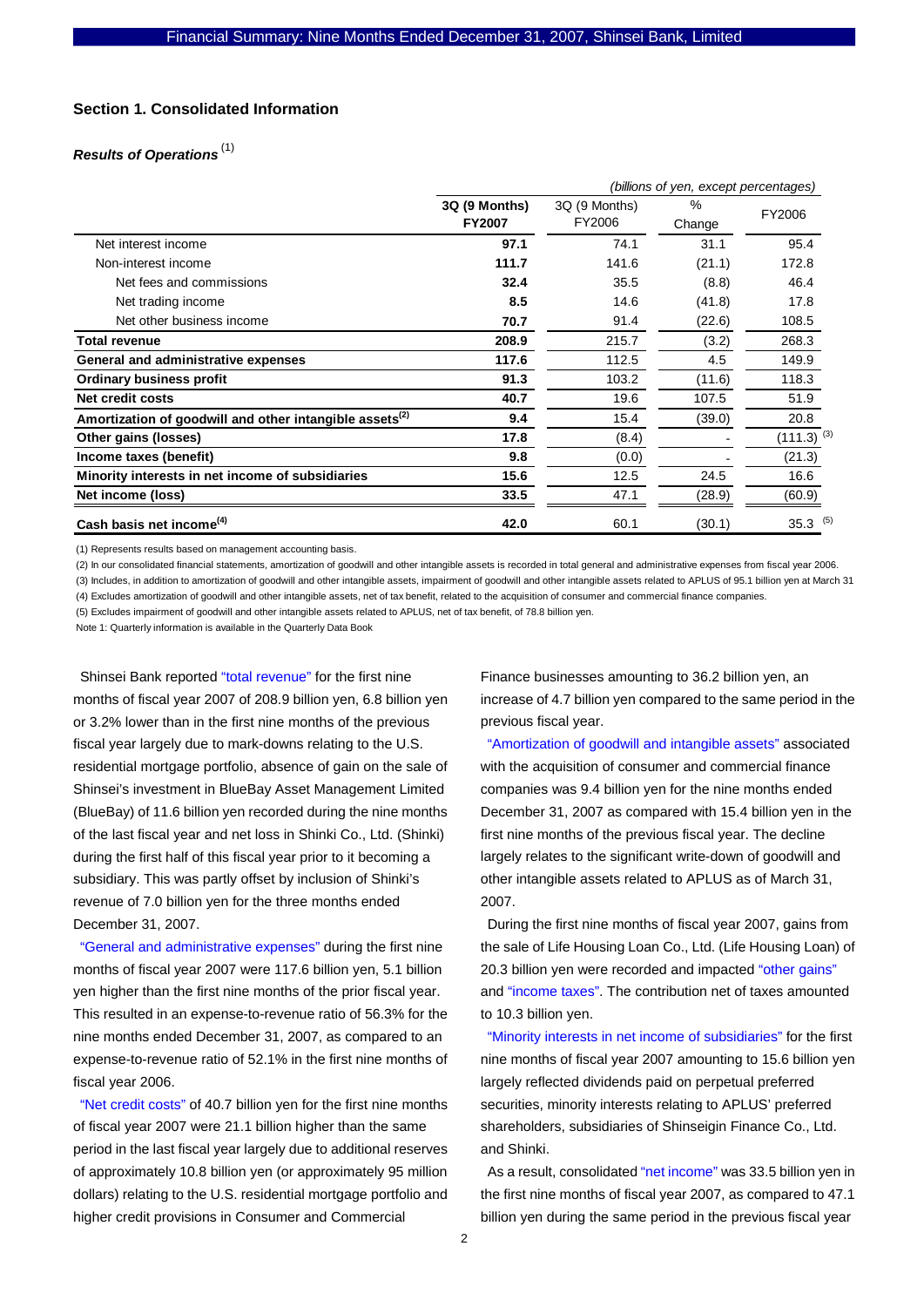## Section 1. Consolidated Information

### *Results of Operations* (1)

*(billions of yen, except percentages)*

| | 3Q (9 Months) FY2007 | 3Q (9 Months) FY2006 | % Change | FY2006 |
|---|---|---|---|---|
| Net interest income | **97.1** | 74.1 | 31.1 | 95.4 |
| Non-interest income | **111.7** | 141.6 | (21.1) | 172.8 |
| Net fees and commissions | **32.4** | 35.5 | (8.8) | 46.4 |
| Net trading income | **8.5** | 14.6 | (41.8) | 17.8 |
| Net other business income | **70.7** | 91.4 | (22.6) | 108.5 |
| **Total revenue** | **208.9** | 215.7 | (3.2) | 268.3 |
| **General and administrative expenses** | **117.6** | 112.5 | 4.5 | 149.9 |
| **Ordinary business profit** | **91.3** | 103.2 | (11.6) | 118.3 |
| **Net credit costs** | **40.7** | 19.6 | 107.5 | 51.9 |
| **Amortization of goodwill and other intangible assets(2)** | **9.4** | 15.4 | (39.0) | 20.8 |
| **Other gains (losses)** | **17.8** | (8.4) | - | (111.3) (3) |
| **Income taxes (benefit)** | **9.8** | (0.0) | - | (21.3) |
| **Minority interests in net income of subsidiaries** | **15.6** | 12.5 | 24.5 | 16.6 |
| **Net income (loss)** | **33.5** | 47.1 | (28.9) | (60.9) |
| **Cash basis net income(4)** | **42.0** | 60.1 | (30.1) | 35.3 (5) |

(1) Represents results based on management accounting basis.

(2) In our consolidated financial statements, amortization of goodwill and other intangible assets is recorded in total general and administrative expenses from fiscal year 2006.

(3) Includes, in addition to amortization of goodwill and other intangible assets, impairment of goodwill and other intangible assets related to APLUS of 95.1 billion yen at March 31

(4) Excludes amortization of goodwill and other intangible assets, net of tax benefit, related to the acquisition of consumer and commercial finance companies.

(5) Excludes impairment of goodwill and other intangible assets related to APLUS, net of tax benefit, of 78.8 billion yen.

Note 1: Quarterly information is available in the Quarterly Data Book

Shinsei Bank reported "total revenue" for the first nine months of fiscal year 2007 of 208.9 billion yen, 6.8 billion yen or 3.2% lower than in the first nine months of the previous fiscal year largely due to mark-downs relating to the U.S. residential mortgage portfolio, absence of gain on the sale of Shinsei's investment in BlueBay Asset Management Limited (BlueBay) of 11.6 billion yen recorded during the nine months of the last fiscal year and net loss in Shinki Co., Ltd. (Shinki) during the first half of this fiscal year prior to it becoming a subsidiary. This was partly offset by inclusion of Shinki's revenue of 7.0 billion yen for the three months ended December 31, 2007.

"General and administrative expenses" during the first nine months of fiscal year 2007 were 117.6 billion yen, 5.1 billion yen higher than the first nine months of the prior fiscal year. This resulted in an expense-to-revenue ratio of 56.3% for the nine months ended December 31, 2007, as compared to an expense-to-revenue ratio of 52.1% in the first nine months of fiscal year 2006.

"Net credit costs" of 40.7 billion yen for the first nine months of fiscal year 2007 were 21.1 billion higher than the same period in the last fiscal year largely due to additional reserves of approximately 10.8 billion yen (or approximately 95 million dollars) relating to the U.S. residential mortgage portfolio and higher credit provisions in Consumer and Commercial Finance businesses amounting to 36.2 billion yen, an increase of 4.7 billion yen compared to the same period in the previous fiscal year.

"Amortization of goodwill and intangible assets" associated with the acquisition of consumer and commercial finance companies was 9.4 billion yen for the nine months ended December 31, 2007 as compared with 15.4 billion yen in the first nine months of the previous fiscal year. The decline largely relates to the significant write-down of goodwill and other intangible assets related to APLUS as of March 31, 2007.

During the first nine months of fiscal year 2007, gains from the sale of Life Housing Loan Co., Ltd. (Life Housing Loan) of 20.3 billion yen were recorded and impacted "other gains" and "income taxes". The contribution net of taxes amounted to 10.3 billion yen.

"Minority interests in net income of subsidiaries" for the first nine months of fiscal year 2007 amounting to 15.6 billion yen largely reflected dividends paid on perpetual preferred securities, minority interests relating to APLUS' preferred shareholders, subsidiaries of Shinseigin Finance Co., Ltd. and Shinki.

As a result, consolidated "net income" was 33.5 billion yen in the first nine months of fiscal year 2007, as compared to 47.1 billion yen during the same period in the previous fiscal year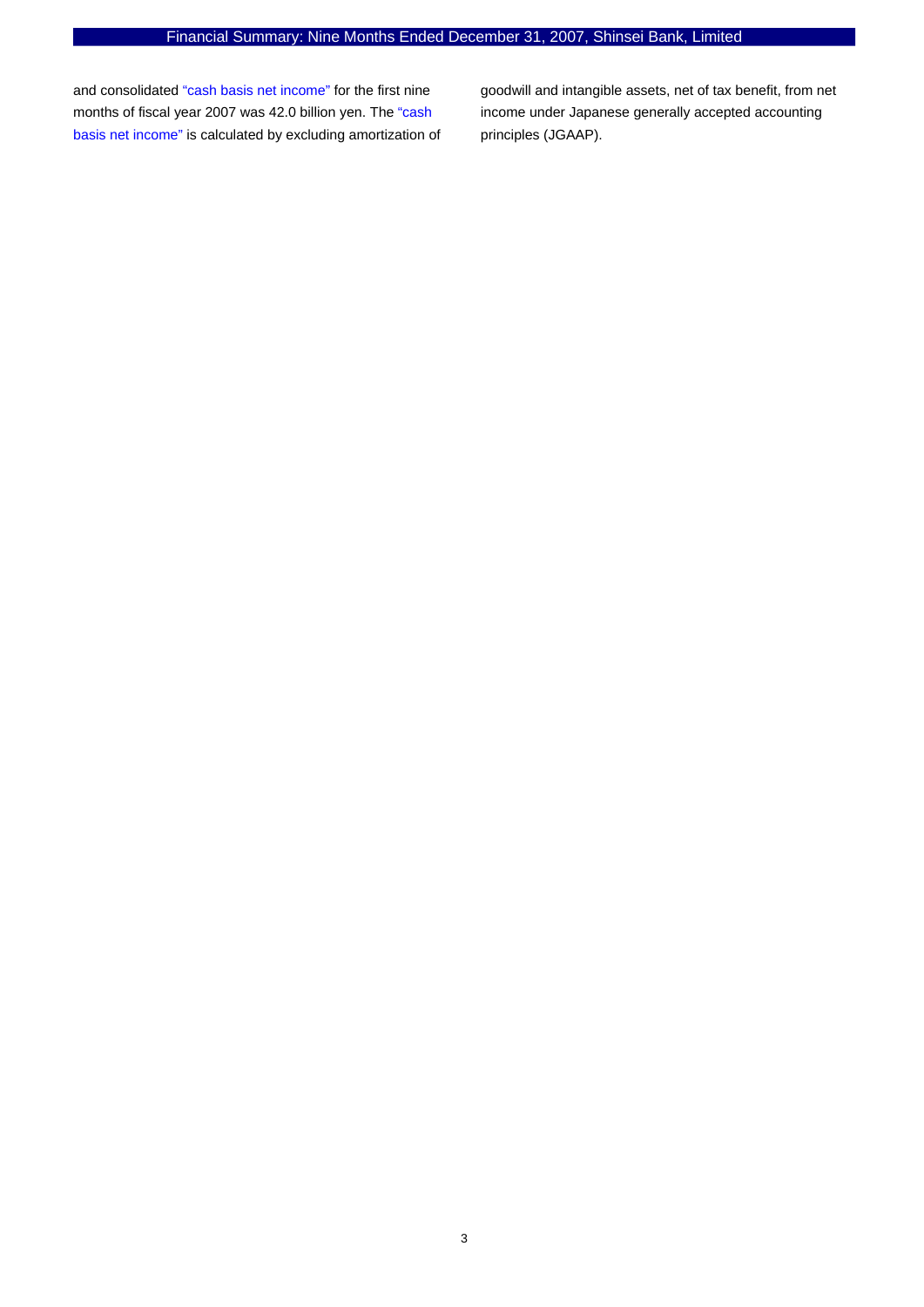and consolidated "cash basis net income" for the first nine months of fiscal year 2007 was 42.0 billion yen. The "cash basis net income" is calculated by excluding amortization of goodwill and intangible assets, net of tax benefit, from net income under Japanese generally accepted accounting principles (JGAAP).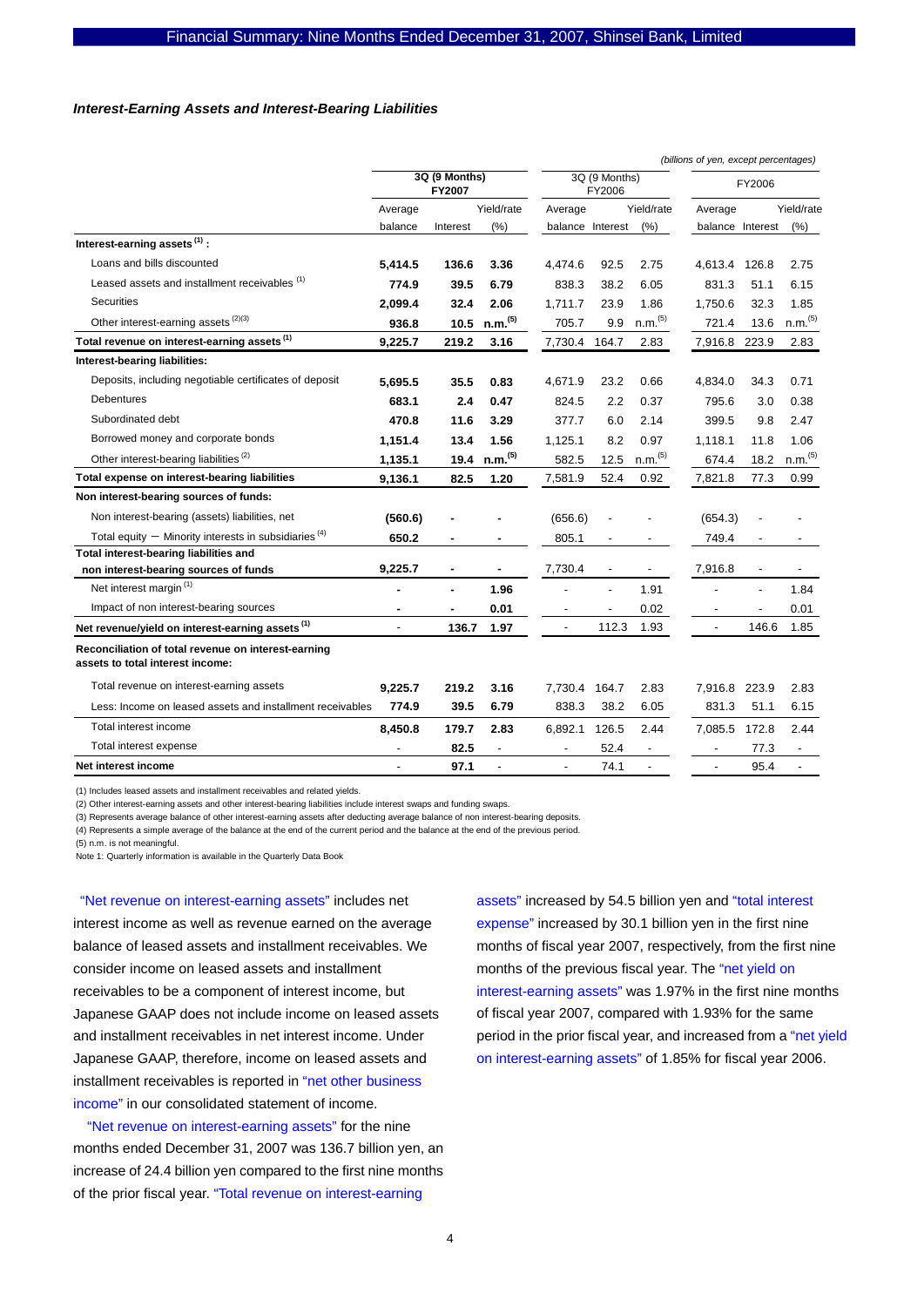### *Interest-Earning Assets and Interest-Bearing Liabilities*

*(billions of yen, except percentages)*

| | 3Q (9 Months) FY2007 | | | 3Q (9 Months) FY2006 | | | FY2006 | | |
|---|---|---|---|---|---|---|---|---|---|
| | Average balance | Interest | Yield/rate (%) | Average balance | Interest | Yield/rate (%) | Average balance | Interest | Yield/rate (%) |
| **Interest-earning assets (1) :** | | | | | | | | | |
| Loans and bills discounted | **5,414.5** | **136.6** | **3.36** | 4,474.6 | 92.5 | 2.75 | 4,613.4 | 126.8 | 2.75 |
| Leased assets and installment receivables (1) | **774.9** | **39.5** | **6.79** | 838.3 | 38.2 | 6.05 | 831.3 | 51.1 | 6.15 |
| Securities | **2,099.4** | **32.4** | **2.06** | 1,711.7 | 23.9 | 1.86 | 1,750.6 | 32.3 | 1.85 |
| Other interest-earning assets (2)(3) | **936.8** | **10.5** | **n.m.(5)** | 705.7 | 9.9 | n.m.(5) | 721.4 | 13.6 | n.m.(5) |
| **Total revenue on interest-earning assets (1)** | **9,225.7** | **219.2** | **3.16** | 7,730.4 | 164.7 | 2.83 | 7,916.8 | 223.9 | 2.83 |
| **Interest-bearing liabilities:** | | | | | | | | | |
| Deposits, including negotiable certificates of deposit | **5,695.5** | **35.5** | **0.83** | 4,671.9 | 23.2 | 0.66 | 4,834.0 | 34.3 | 0.71 |
| Debentures | **683.1** | **2.4** | **0.47** | 824.5 | 2.2 | 0.37 | 795.6 | 3.0 | 0.38 |
| Subordinated debt | **470.8** | **11.6** | **3.29** | 377.7 | 6.0 | 2.14 | 399.5 | 9.8 | 2.47 |
| Borrowed money and corporate bonds | **1,151.4** | **13.4** | **1.56** | 1,125.1 | 8.2 | 0.97 | 1,118.1 | 11.8 | 1.06 |
| Other interest-bearing liabilities (2) | **1,135.1** | **19.4** | **n.m.(5)** | 582.5 | 12.5 | n.m.(5) | 674.4 | 18.2 | n.m.(5) |
| **Total expense on interest-bearing liabilities** | **9,136.1** | **82.5** | **1.20** | 7,581.9 | 52.4 | 0.92 | 7,821.8 | 77.3 | 0.99 |
| **Non interest-bearing sources of funds:** | | | | | | | | | |
| Non interest-bearing (assets) liabilities, net | **(560.6)** | **-** | **-** | (656.6) | - | - | (654.3) | - | - |
| Total equity − Minority interests in subsidiaries (4) | **650.2** | **-** | **-** | 805.1 | - | - | 749.4 | - | - |
| **Total interest-bearing liabilities and non interest-bearing sources of funds** | **9,225.7** | **-** | **-** | 7,730.4 | - | - | 7,916.8 | - | - |
| Net interest margin (1) | **-** | **-** | **1.96** | - | - | 1.91 | - | - | 1.84 |
| Impact of non interest-bearing sources | **-** | **-** | **0.01** | - | - | 0.02 | - | - | 0.01 |
| **Net revenue/yield on interest-earning assets (1)** | - | **136.7** | **1.97** | - | 112.3 | 1.93 | - | 146.6 | 1.85 |
| **Reconciliation of total revenue on interest-earning assets to total interest income:** | | | | | | | | | |
| Total revenue on interest-earning assets | **9,225.7** | **219.2** | **3.16** | 7,730.4 | 164.7 | 2.83 | 7,916.8 | 223.9 | 2.83 |
| Less: Income on leased assets and installment receivables | **774.9** | **39.5** | **6.79** | 838.3 | 38.2 | 6.05 | 831.3 | 51.1 | 6.15 |
| Total interest income | **8,450.8** | **179.7** | **2.83** | 6,892.1 | 126.5 | 2.44 | 7,085.5 | 172.8 | 2.44 |
| Total interest expense | - | **82.5** | - | - | 52.4 | - | - | 77.3 | - |
| **Net interest income** | - | **97.1** | - | - | 74.1 | - | - | 95.4 | - |

(1) Includes leased assets and installment receivables and related yields.
(2) Other interest-earning assets and other interest-bearing liabilities include interest swaps and funding swaps.
(3) Represents average balance of other interest-earning assets after deducting average balance of non interest-bearing deposits.
(4) Represents a simple average of the balance at the end of the current period and the balance at the end of the previous period.
(5) n.m. is not meaningful.
Note 1: Quarterly information is available in the Quarterly Data Book

"Net revenue on interest-earning assets" includes net interest income as well as revenue earned on the average balance of leased assets and installment receivables. We consider income on leased assets and installment receivables to be a component of interest income, but Japanese GAAP does not include income on leased assets and installment receivables in net interest income. Under Japanese GAAP, therefore, income on leased assets and installment receivables is reported in "net other business income" in our consolidated statement of income.

"Net revenue on interest-earning assets" for the nine months ended December 31, 2007 was 136.7 billion yen, an increase of 24.4 billion yen compared to the first nine months of the prior fiscal year. "Total revenue on interest-earning assets" increased by 54.5 billion yen and "total interest expense" increased by 30.1 billion yen in the first nine months of fiscal year 2007, respectively, from the first nine months of the previous fiscal year. The "net yield on interest-earning assets" was 1.97% in the first nine months of fiscal year 2007, compared with 1.93% for the same period in the prior fiscal year, and increased from a "net yield on interest-earning assets" of 1.85% for fiscal year 2006.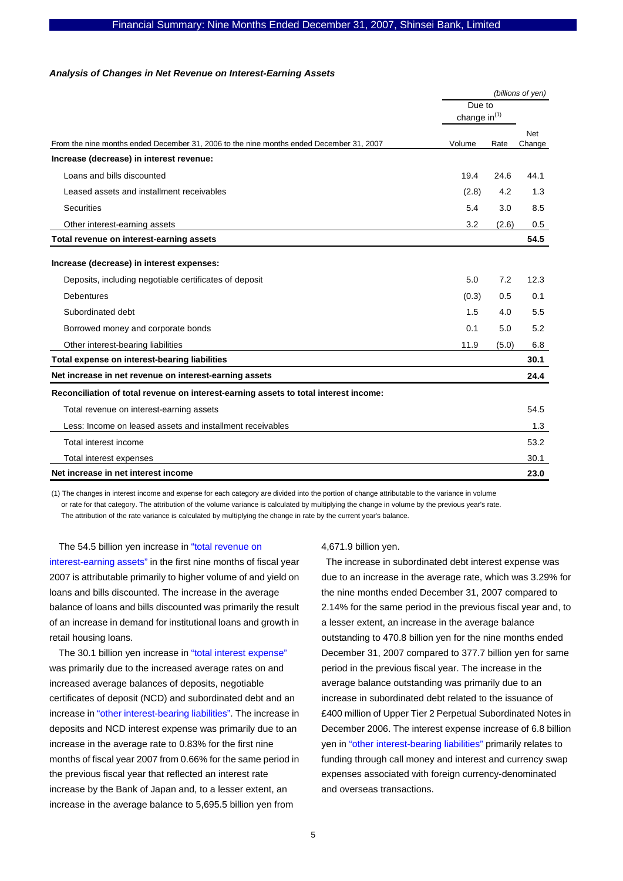### *Analysis of Changes in Net Revenue on Interest-Earning Assets*

*(billions of yen)*

| From the nine months ended December 31, 2006 to the nine months ended December 31, 2007 | Due to change in[1] Volume | Rate | Net Change |
|---|---|---|---|
| **Increase (decrease) in interest revenue:** | | | |
| Loans and bills discounted | 19.4 | 24.6 | 44.1 |
| Leased assets and installment receivables | (2.8) | 4.2 | 1.3 |
| Securities | 5.4 | 3.0 | 8.5 |
| Other interest-earning assets | 3.2 | (2.6) | 0.5 |
| **Total revenue on interest-earning assets** | | | **54.5** |
| **Increase (decrease) in interest expenses:** | | | |
| Deposits, including negotiable certificates of deposit | 5.0 | 7.2 | 12.3 |
| Debentures | (0.3) | 0.5 | 0.1 |
| Subordinated debt | 1.5 | 4.0 | 5.5 |
| Borrowed money and corporate bonds | 0.1 | 5.0 | 5.2 |
| Other interest-bearing liabilities | 11.9 | (5.0) | 6.8 |
| **Total expense on interest-bearing liabilities** | | | **30.1** |
| **Net increase in net revenue on interest-earning assets** | | | **24.4** |
| **Reconciliation of total revenue on interest-earning assets to total interest income:** | | | |
| Total revenue on interest-earning assets | | | 54.5 |
| Less: Income on leased assets and installment receivables | | | 1.3 |
| Total interest income | | | 53.2 |
| Total interest expenses | | | 30.1 |
| **Net increase in net interest income** | | | **23.0** |

(1) The changes in interest income and expense for each category are divided into the portion of change attributable to the variance in volume or rate for that category. The attribution of the volume variance is calculated by multiplying the change in volume by the previous year's rate. The attribution of the rate variance is calculated by multiplying the change in rate by the current year's balance.

The 54.5 billion yen increase in "total revenue on interest-earning assets" in the first nine months of fiscal year 2007 is attributable primarily to higher volume of and yield on loans and bills discounted. The increase in the average balance of loans and bills discounted was primarily the result of an increase in demand for institutional loans and growth in retail housing loans.

The 30.1 billion yen increase in "total interest expense" was primarily due to the increased average rates on and increased average balances of deposits, negotiable certificates of deposit (NCD) and subordinated debt and an increase in "other interest-bearing liabilities". The increase in deposits and NCD interest expense was primarily due to an increase in the average rate to 0.83% for the first nine months of fiscal year 2007 from 0.66% for the same period in the previous fiscal year that reflected an interest rate increase by the Bank of Japan and, to a lesser extent, an increase in the average balance to 5,695.5 billion yen from 4,671.9 billion yen.

The increase in subordinated debt interest expense was due to an increase in the average rate, which was 3.29% for the nine months ended December 31, 2007 compared to 2.14% for the same period in the previous fiscal year and, to a lesser extent, an increase in the average balance outstanding to 470.8 billion yen for the nine months ended December 31, 2007 compared to 377.7 billion yen for same period in the previous fiscal year. The increase in the average balance outstanding was primarily due to an increase in subordinated debt related to the issuance of £400 million of Upper Tier 2 Perpetual Subordinated Notes in December 2006. The interest expense increase of 6.8 billion yen in "other interest-bearing liabilities" primarily relates to funding through call money and interest and currency swap expenses associated with foreign currency-denominated and overseas transactions.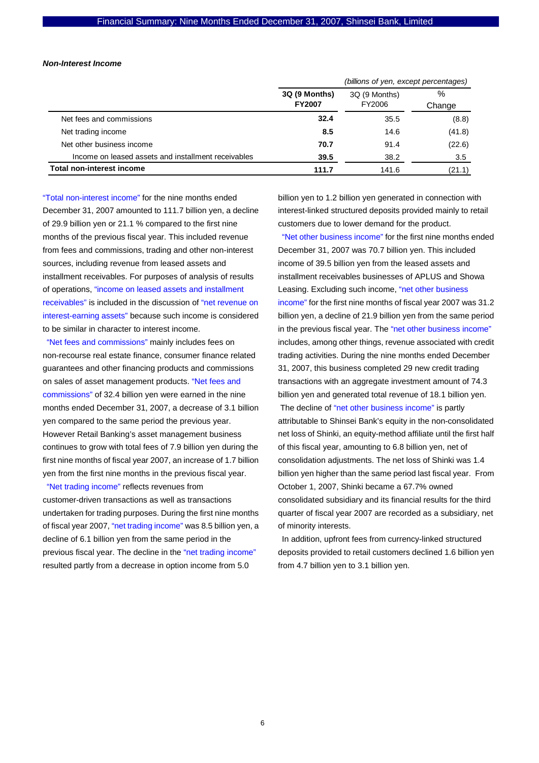***Non-Interest Income***

| | (billions of yen, except percentages) | | |
|---|---|---|---|
| | **3Q (9 Months) FY2007** | 3Q (9 Months) FY2006 | % Change |
| Net fees and commissions | **32.4** | 35.5 | (8.8) |
| Net trading income | **8.5** | 14.6 | (41.8) |
| Net other business income | **70.7** | 91.4 | (22.6) |
| Income on leased assets and installment receivables | **39.5** | 38.2 | 3.5 |
| **Total non-interest income** | **111.7** | 141.6 | (21.1) |

"Total non-interest income" for the nine months ended December 31, 2007 amounted to 111.7 billion yen, a decline of 29.9 billion yen or 21.1 % compared to the first nine months of the previous fiscal year. This included revenue from fees and commissions, trading and other non-interest sources, including revenue from leased assets and installment receivables. For purposes of analysis of results of operations, "income on leased assets and installment receivables" is included in the discussion of "net revenue on interest-earning assets" because such income is considered to be similar in character to interest income.

"Net fees and commissions" mainly includes fees on non-recourse real estate finance, consumer finance related guarantees and other financing products and commissions on sales of asset management products. "Net fees and commissions" of 32.4 billion yen were earned in the nine months ended December 31, 2007, a decrease of 3.1 billion yen compared to the same period the previous year. However Retail Banking's asset management business continues to grow with total fees of 7.9 billion yen during the first nine months of fiscal year 2007, an increase of 1.7 billion yen from the first nine months in the previous fiscal year.

"Net trading income" reflects revenues from customer-driven transactions as well as transactions undertaken for trading purposes. During the first nine months of fiscal year 2007, "net trading income" was 8.5 billion yen, a decline of 6.1 billion yen from the same period in the previous fiscal year. The decline in the "net trading income" resulted partly from a decrease in option income from 5.0 billion yen to 1.2 billion yen generated in connection with interest-linked structured deposits provided mainly to retail customers due to lower demand for the product.

"Net other business income" for the first nine months ended December 31, 2007 was 70.7 billion yen. This included income of 39.5 billion yen from the leased assets and installment receivables businesses of APLUS and Showa Leasing. Excluding such income, "net other business income" for the first nine months of fiscal year 2007 was 31.2 billion yen, a decline of 21.9 billion yen from the same period in the previous fiscal year. The "net other business income" includes, among other things, revenue associated with credit trading activities. During the nine months ended December 31, 2007, this business completed 29 new credit trading transactions with an aggregate investment amount of 74.3 billion yen and generated total revenue of 18.1 billion yen.

The decline of "net other business income" is partly attributable to Shinsei Bank's equity in the non-consolidated net loss of Shinki, an equity-method affiliate until the first half of this fiscal year, amounting to 6.8 billion yen, net of consolidation adjustments. The net loss of Shinki was 1.4 billion yen higher than the same period last fiscal year. From October 1, 2007, Shinki became a 67.7% owned consolidated subsidiary and its financial results for the third quarter of fiscal year 2007 are recorded as a subsidiary, net of minority interests.

In addition, upfront fees from currency-linked structured deposits provided to retail customers declined 1.6 billion yen from 4.7 billion yen to 3.1 billion yen.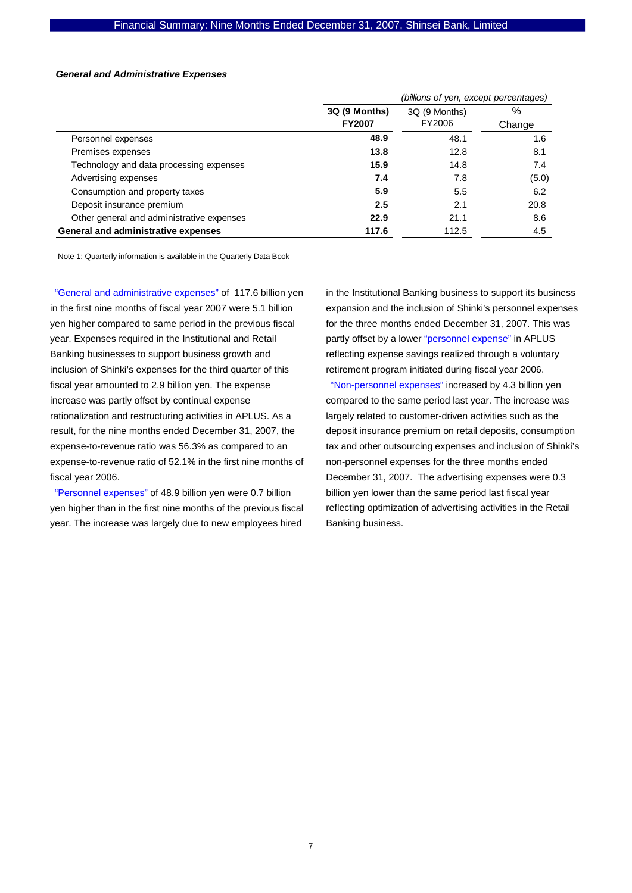***General and Administrative Expenses***

| | *(billions of yen, except percentages)* | | |
|---|---|---|---|
| | **3Q (9 Months) FY2007** | 3Q (9 Months) FY2006 | % Change |
| Personnel expenses | **48.9** | 48.1 | 1.6 |
| Premises expenses | **13.8** | 12.8 | 8.1 |
| Technology and data processing expenses | **15.9** | 14.8 | 7.4 |
| Advertising expenses | **7.4** | 7.8 | (5.0) |
| Consumption and property taxes | **5.9** | 5.5 | 6.2 |
| Deposit insurance premium | **2.5** | 2.1 | 20.8 |
| Other general and administrative expenses | **22.9** | 21.1 | 8.6 |
| **General and administrative expenses** | **117.6** | 112.5 | 4.5 |

Note 1: Quarterly information is available in the Quarterly Data Book

"General and administrative expenses" of 117.6 billion yen in the first nine months of fiscal year 2007 were 5.1 billion yen higher compared to same period in the previous fiscal year. Expenses required in the Institutional and Retail Banking businesses to support business growth and inclusion of Shinki's expenses for the third quarter of this fiscal year amounted to 2.9 billion yen. The expense increase was partly offset by continual expense rationalization and restructuring activities in APLUS. As a result, for the nine months ended December 31, 2007, the expense-to-revenue ratio was 56.3% as compared to an expense-to-revenue ratio of 52.1% in the first nine months of fiscal year 2006.

"Personnel expenses" of 48.9 billion yen were 0.7 billion yen higher than in the first nine months of the previous fiscal year. The increase was largely due to new employees hired in the Institutional Banking business to support its business expansion and the inclusion of Shinki's personnel expenses for the three months ended December 31, 2007. This was partly offset by a lower "personnel expense" in APLUS reflecting expense savings realized through a voluntary retirement program initiated during fiscal year 2006.

"Non-personnel expenses" increased by 4.3 billion yen compared to the same period last year. The increase was largely related to customer-driven activities such as the deposit insurance premium on retail deposits, consumption tax and other outsourcing expenses and inclusion of Shinki's non-personnel expenses for the three months ended December 31, 2007. The advertising expenses were 0.3 billion yen lower than the same period last fiscal year reflecting optimization of advertising activities in the Retail Banking business.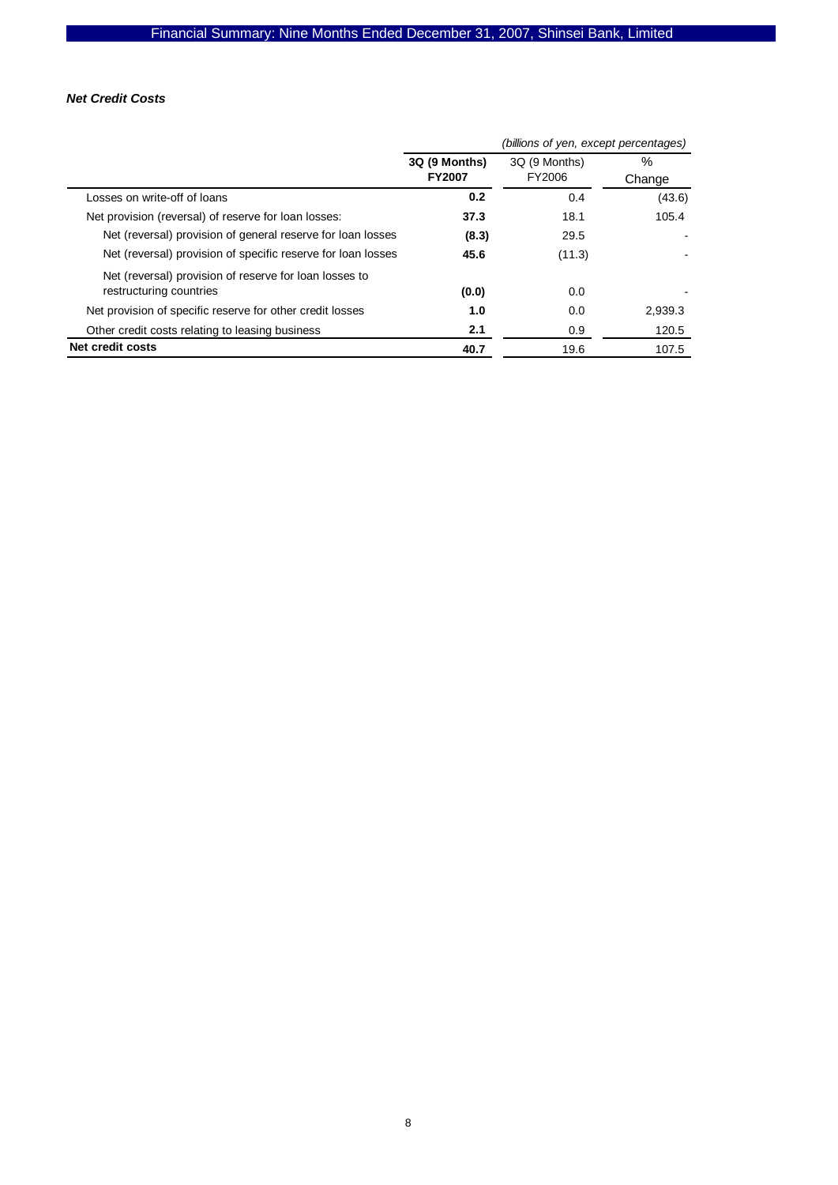***Net Credit Costs***

| | *(billions of yen, except percentages)* | | |
|---|---|---|---|
| | **3Q (9 Months) FY2007** | 3Q (9 Months) FY2006 | % Change |
| Losses on write-off of loans | **0.2** | 0.4 | (43.6) |
| Net provision (reversal) of reserve for loan losses: | **37.3** | 18.1 | 105.4 |
| Net (reversal) provision of general reserve for loan losses | **(8.3)** | 29.5 | - |
| Net (reversal) provision of specific reserve for loan losses | **45.6** | (11.3) | - |
| Net (reversal) provision of reserve for loan losses to restructuring countries | **(0.0)** | 0.0 | - |
| Net provision of specific reserve for other credit losses | **1.0** | 0.0 | 2,939.3 |
| Other credit costs relating to leasing business | **2.1** | 0.9 | 120.5 |
| **Net credit costs** | **40.7** | 19.6 | 107.5 |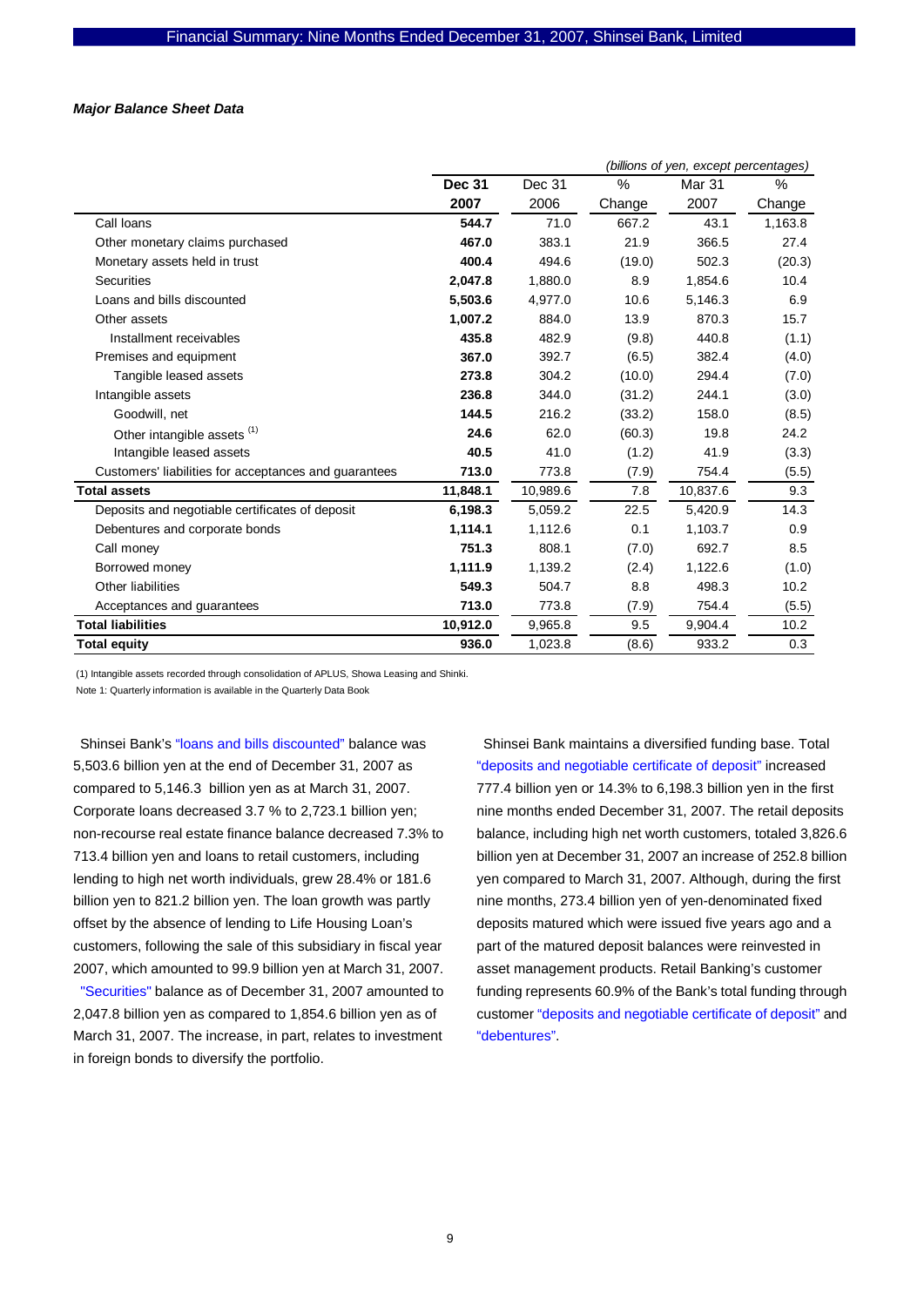***Major Balance Sheet Data***

| | | | | | *(billions of yen, except percentages)* |
|---|---|---|---|---|---|
| | **Dec 31 2007** | Dec 31 2006 | % Change | Mar 31 2007 | % Change |
| Call loans | **544.7** | 71.0 | 667.2 | 43.1 | 1,163.8 |
| Other monetary claims purchased | **467.0** | 383.1 | 21.9 | 366.5 | 27.4 |
| Monetary assets held in trust | **400.4** | 494.6 | (19.0) | 502.3 | (20.3) |
| Securities | **2,047.8** | 1,880.0 | 8.9 | 1,854.6 | 10.4 |
| Loans and bills discounted | **5,503.6** | 4,977.0 | 10.6 | 5,146.3 | 6.9 |
| Other assets | **1,007.2** | 884.0 | 13.9 | 870.3 | 15.7 |
| Installment receivables | **435.8** | 482.9 | (9.8) | 440.8 | (1.1) |
| Premises and equipment | **367.0** | 392.7 | (6.5) | 382.4 | (4.0) |
| Tangible leased assets | **273.8** | 304.2 | (10.0) | 294.4 | (7.0) |
| Intangible assets | **236.8** | 344.0 | (31.2) | 244.1 | (3.0) |
| Goodwill, net | **144.5** | 216.2 | (33.2) | 158.0 | (8.5) |
| Other intangible assets (1) | **24.6** | 62.0 | (60.3) | 19.8 | 24.2 |
| Intangible leased assets | **40.5** | 41.0 | (1.2) | 41.9 | (3.3) |
| Customers' liabilities for acceptances and guarantees | **713.0** | 773.8 | (7.9) | 754.4 | (5.5) |
| **Total assets** | **11,848.1** | 10,989.6 | 7.8 | 10,837.6 | 9.3 |
| Deposits and negotiable certificates of deposit | **6,198.3** | 5,059.2 | 22.5 | 5,420.9 | 14.3 |
| Debentures and corporate bonds | **1,114.1** | 1,112.6 | 0.1 | 1,103.7 | 0.9 |
| Call money | **751.3** | 808.1 | (7.0) | 692.7 | 8.5 |
| Borrowed money | **1,111.9** | 1,139.2 | (2.4) | 1,122.6 | (1.0) |
| Other liabilities | **549.3** | 504.7 | 8.8 | 498.3 | 10.2 |
| Acceptances and guarantees | **713.0** | 773.8 | (7.9) | 754.4 | (5.5) |
| **Total liabilities** | **10,912.0** | 9,965.8 | 9.5 | 9,904.4 | 10.2 |
| **Total equity** | **936.0** | 1,023.8 | (8.6) | 933.2 | 0.3 |

(1) Intangible assets recorded through consolidation of APLUS, Showa Leasing and Shinki.

Note 1: Quarterly information is available in the Quarterly Data Book

Shinsei Bank's "loans and bills discounted" balance was 5,503.6 billion yen at the end of December 31, 2007 as compared to 5,146.3 billion yen as at March 31, 2007. Corporate loans decreased 3.7 % to 2,723.1 billion yen; non-recourse real estate finance balance decreased 7.3% to 713.4 billion yen and loans to retail customers, including lending to high net worth individuals, grew 28.4% or 181.6 billion yen to 821.2 billion yen. The loan growth was partly offset by the absence of lending to Life Housing Loan's customers, following the sale of this subsidiary in fiscal year 2007, which amounted to 99.9 billion yen at March 31, 2007.

"Securities" balance as of December 31, 2007 amounted to 2,047.8 billion yen as compared to 1,854.6 billion yen as of March 31, 2007. The increase, in part, relates to investment in foreign bonds to diversify the portfolio.

Shinsei Bank maintains a diversified funding base. Total "deposits and negotiable certificate of deposit" increased 777.4 billion yen or 14.3% to 6,198.3 billion yen in the first nine months ended December 31, 2007. The retail deposits balance, including high net worth customers, totaled 3,826.6 billion yen at December 31, 2007 an increase of 252.8 billion yen compared to March 31, 2007. Although, during the first nine months, 273.4 billion yen of yen-denominated fixed deposits matured which were issued five years ago and a part of the matured deposit balances were reinvested in asset management products. Retail Banking's customer funding represents 60.9% of the Bank's total funding through customer "deposits and negotiable certificate of deposit" and "debentures".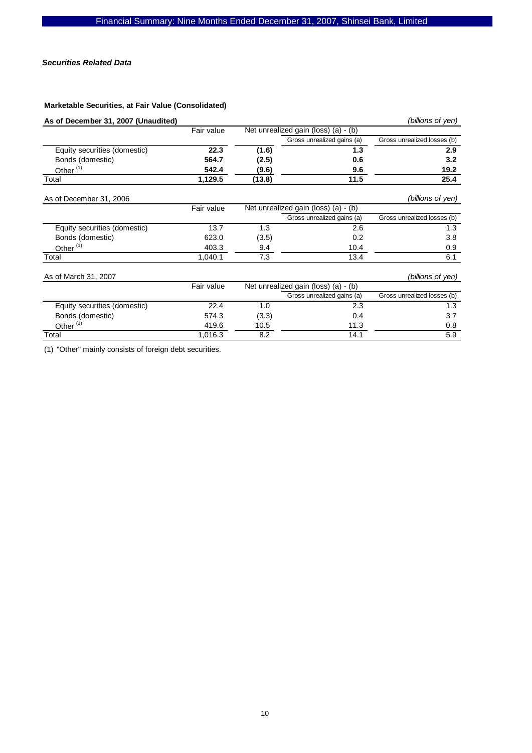### *Securities Related Data*

#### Marketable Securities, at Fair Value (Consolidated)

**As of December 31, 2007 (Unaudited)** *(billions of yen)*

| | Fair value | Net unrealized gain (loss) (a) - (b) | | |
|---|---|---|---|---|
| | | | Gross unrealized gains (a) | Gross unrealized losses (b) |
| Equity securities (domestic) | **22.3** | **(1.6)** | **1.3** | **2.9** |
| Bonds (domestic) | **564.7** | **(2.5)** | **0.6** | **3.2** |
| Other [(1)] | **542.4** | **(9.6)** | **9.6** | **19.2** |
| Total | **1,129.5** | **(13.8)** | **11.5** | **25.4** |

As of December 31, 2006 *(billions of yen)*

| | Fair value | Net unrealized gain (loss) (a) - (b) | | |
|---|---|---|---|---|
| | | | Gross unrealized gains (a) | Gross unrealized losses (b) |
| Equity securities (domestic) | 13.7 | 1.3 | 2.6 | 1.3 |
| Bonds (domestic) | 623.0 | (3.5) | 0.2 | 3.8 |
| Other [(1)] | 403.3 | 9.4 | 10.4 | 0.9 |
| Total | 1,040.1 | 7.3 | 13.4 | 6.1 |

As of March 31, 2007 *(billions of yen)*

| | Fair value | Net unrealized gain (loss) (a) - (b) | | |
|---|---|---|---|---|
| | | | Gross unrealized gains (a) | Gross unrealized losses (b) |
| Equity securities (domestic) | 22.4 | 1.0 | 2.3 | 1.3 |
| Bonds (domestic) | 574.3 | (3.3) | 0.4 | 3.7 |
| Other [(1)] | 419.6 | 10.5 | 11.3 | 0.8 |
| Total | 1,016.3 | 8.2 | 14.1 | 5.9 |

(1) "Other" mainly consists of foreign debt securities.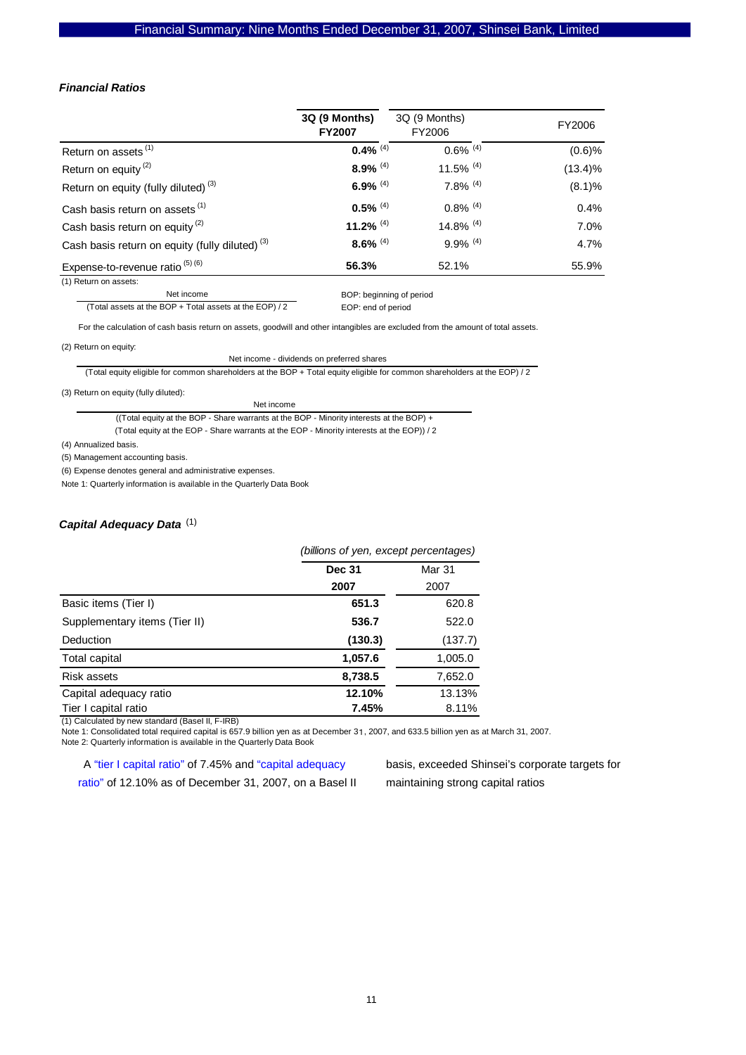### *Financial Ratios*

| | 3Q (9 Months) FY2007 | 3Q (9 Months) FY2006 | FY2006 |
|---|---|---|---|
| Return on assets [1] | **0.4%** [4] | 0.6% [4] | (0.6)% |
| Return on equity [2] | **8.9%** [4] | 11.5% [4] | (13.4)% |
| Return on equity (fully diluted) [3] | **6.9%** [4] | 7.8% [4] | (8.1)% |
| Cash basis return on assets [1] | **0.5%** [4] | 0.8% [4] | 0.4% |
| Cash basis return on equity [2] | **11.2%** [4] | 14.8% [4] | 7.0% |
| Cash basis return on equity (fully diluted) [3] | **8.6%** [4] | 9.9% [4] | 4.7% |
| Expense-to-revenue ratio [5][6] | **56.3%** | 52.1% | 55.9% |

(1) Return on assets:

$$\frac{\text{Net income}}{(\text{Total assets at the BOP} + \text{Total assets at the EOP}) / 2}$$

BOP: beginning of period
EOP: end of period

For the calculation of cash basis return on assets, goodwill and other intangibles are excluded from the amount of total assets.

(2) Return on equity:

$$\frac{\text{Net income - dividends on preferred shares}}{(\text{Total equity eligible for common shareholders at the BOP} + \text{Total equity eligible for common shareholders at the EOP}) / 2}$$

(3) Return on equity (fully diluted):

$$\frac{\text{Net income}}{((\text{Total equity at the BOP - Share warrants at the BOP - Minority interests at the BOP}) + (\text{Total equity at the EOP - Share warrants at the EOP - Minority interests at the EOP})) / 2}$$

(4) Annualized basis.

(5) Management accounting basis.

(6) Expense denotes general and administrative expenses.

Note 1: Quarterly information is available in the Quarterly Data Book

### *Capital Adequacy Data* [1]

*(billions of yen, except percentages)*

| | Dec 31 2007 | Mar 31 2007 |
|---|---|---|
| Basic items (Tier I) | **651.3** | 620.8 |
| Supplementary items (Tier II) | **536.7** | 522.0 |
| Deduction | **(130.3)** | (137.7) |
| Total capital | **1,057.6** | 1,005.0 |
| Risk assets | **8,738.5** | 7,652.0 |
| Capital adequacy ratio | **12.10%** | 13.13% |
| Tier I capital ratio | **7.45%** | 8.11% |

(1) Calculated by new standard (Basel II, F-IRB)

Note 1: Consolidated total required capital is 657.9 billion yen as at December 31, 2007, and 633.5 billion yen as at March 31, 2007.

Note 2: Quarterly information is available in the Quarterly Data Book

A "tier I capital ratio" of 7.45% and "capital adequacy ratio" of 12.10% as of December 31, 2007, on a Basel II basis, exceeded Shinsei's corporate targets for maintaining strong capital ratios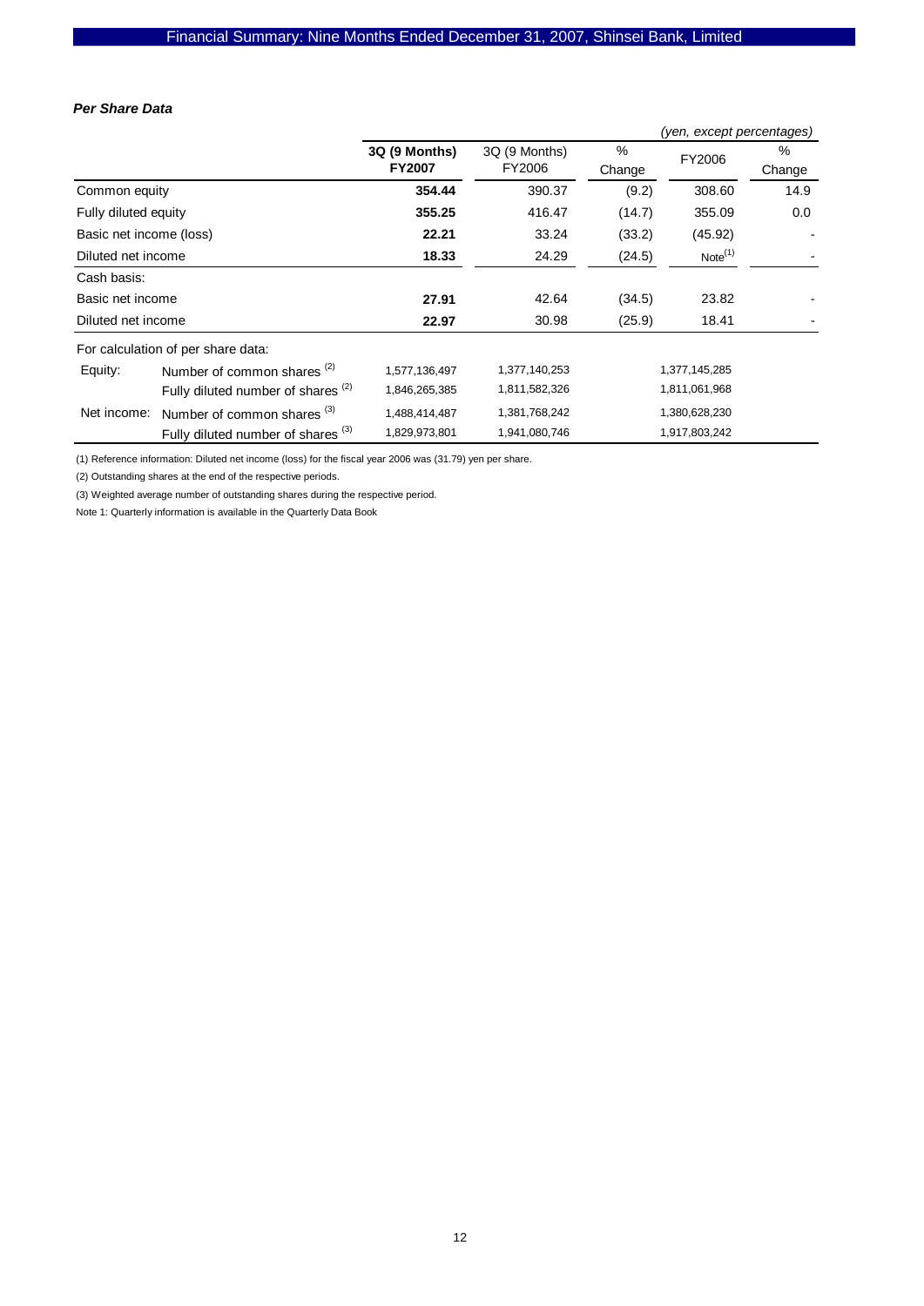### *Per Share Data*

*(yen, except percentages)*

| | | 3Q (9 Months) FY2007 | 3Q (9 Months) FY2006 | % Change | FY2006 | % Change |
|---|---|---|---|---|---|---|
| Common equity | | **354.44** | 390.37 | (9.2) | 308.60 | 14.9 |
| Fully diluted equity | | **355.25** | 416.47 | (14.7) | 355.09 | 0.0 |
| Basic net income (loss) | | **22.21** | 33.24 | (33.2) | (45.92) | - |
| Diluted net income | | **18.33** | 24.29 | (24.5) | Note[1] | - |
| Cash basis: | | | | | | |
| Basic net income | | **27.91** | 42.64 | (34.5) | 23.82 | - |
| Diluted net income | | **22.97** | 30.98 | (25.9) | 18.41 | - |
| For calculation of per share data: | | | | | | |
| Equity: | Number of common shares [2] | 1,577,136,497 | 1,377,140,253 | | 1,377,145,285 | |
| | Fully diluted number of shares [2] | 1,846,265,385 | 1,811,582,326 | | 1,811,061,968 | |
| Net income: | Number of common shares [3] | 1,488,414,487 | 1,381,768,242 | | 1,380,628,230 | |
| | Fully diluted number of shares [3] | 1,829,973,801 | 1,941,080,746 | | 1,917,803,242 | |

(1) Reference information: Diluted net income (loss) for the fiscal year 2006 was (31.79) yen per share.

(2) Outstanding shares at the end of the respective periods.

(3) Weighted average number of outstanding shares during the respective period.

Note 1: Quarterly information is available in the Quarterly Data Book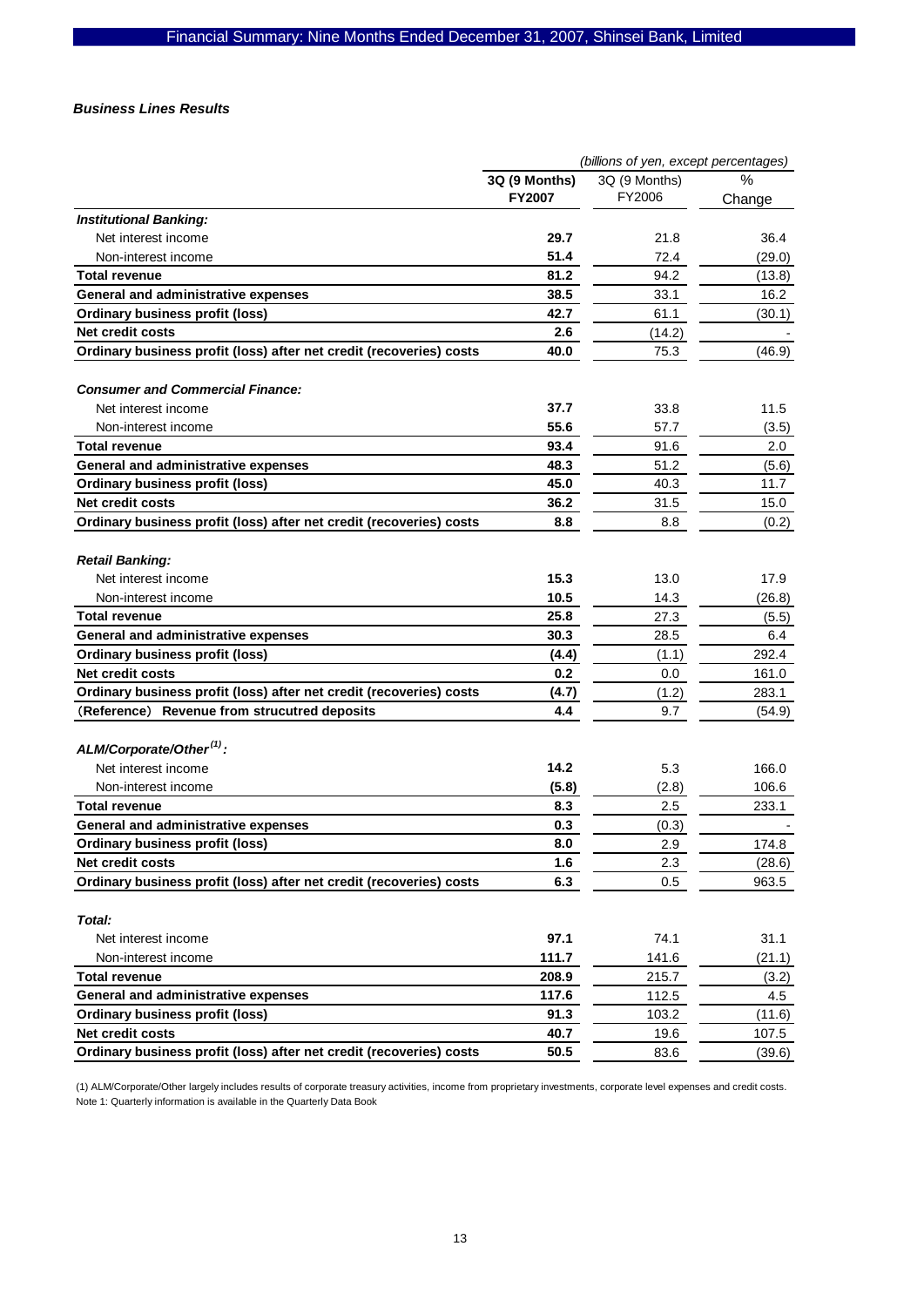***Business Lines Results***

| | *(billions of yen, except percentages)* | | |
|---|---|---|---|
| | **3Q (9 Months) FY2007** | 3Q (9 Months) FY2006 | % Change |
| ***Institutional Banking:*** | | | |
| Net interest income | **29.7** | 21.8 | 36.4 |
| Non-interest income | **51.4** | 72.4 | (29.0) |
| **Total revenue** | **81.2** | 94.2 | (13.8) |
| **General and administrative expenses** | **38.5** | 33.1 | 16.2 |
| **Ordinary business profit (loss)** | **42.7** | 61.1 | (30.1) |
| **Net credit costs** | **2.6** | (14.2) | - |
| **Ordinary business profit (loss) after net credit (recoveries) costs** | **40.0** | 75.3 | (46.9) |
| ***Consumer and Commercial Finance:*** | | | |
| Net interest income | **37.7** | 33.8 | 11.5 |
| Non-interest income | **55.6** | 57.7 | (3.5) |
| **Total revenue** | **93.4** | 91.6 | 2.0 |
| **General and administrative expenses** | **48.3** | 51.2 | (5.6) |
| **Ordinary business profit (loss)** | **45.0** | 40.3 | 11.7 |
| **Net credit costs** | **36.2** | 31.5 | 15.0 |
| **Ordinary business profit (loss) after net credit (recoveries) costs** | **8.8** | 8.8 | (0.2) |
| ***Retail Banking:*** | | | |
| Net interest income | **15.3** | 13.0 | 17.9 |
| Non-interest income | **10.5** | 14.3 | (26.8) |
| **Total revenue** | **25.8** | 27.3 | (5.5) |
| **General and administrative expenses** | **30.3** | 28.5 | 6.4 |
| **Ordinary business profit (loss)** | **(4.4)** | (1.1) | 292.4 |
| **Net credit costs** | **0.2** | 0.0 | 161.0 |
| **Ordinary business profit (loss) after net credit (recoveries) costs** | **(4.7)** | (1.2) | 283.1 |
| **(Reference) Revenue from strucutred deposits** | **4.4** | 9.7 | (54.9) |
| ***ALM/Corporate/Other[(1)]:*** | | | |
| Net interest income | **14.2** | 5.3 | 166.0 |
| Non-interest income | **(5.8)** | (2.8) | 106.6 |
| **Total revenue** | **8.3** | 2.5 | 233.1 |
| **General and administrative expenses** | **0.3** | (0.3) | - |
| **Ordinary business profit (loss)** | **8.0** | 2.9 | 174.8 |
| **Net credit costs** | **1.6** | 2.3 | (28.6) |
| **Ordinary business profit (loss) after net credit (recoveries) costs** | **6.3** | 0.5 | 963.5 |
| ***Total:*** | | | |
| Net interest income | **97.1** | 74.1 | 31.1 |
| Non-interest income | **111.7** | 141.6 | (21.1) |
| **Total revenue** | **208.9** | 215.7 | (3.2) |
| **General and administrative expenses** | **117.6** | 112.5 | 4.5 |
| **Ordinary business profit (loss)** | **91.3** | 103.2 | (11.6) |
| **Net credit costs** | **40.7** | 19.6 | 107.5 |
| **Ordinary business profit (loss) after net credit (recoveries) costs** | **50.5** | 83.6 | (39.6) |

(1) ALM/Corporate/Other largely includes results of corporate treasury activities, income from proprietary investments, corporate level expenses and credit costs.
Note 1: Quarterly information is available in the Quarterly Data Book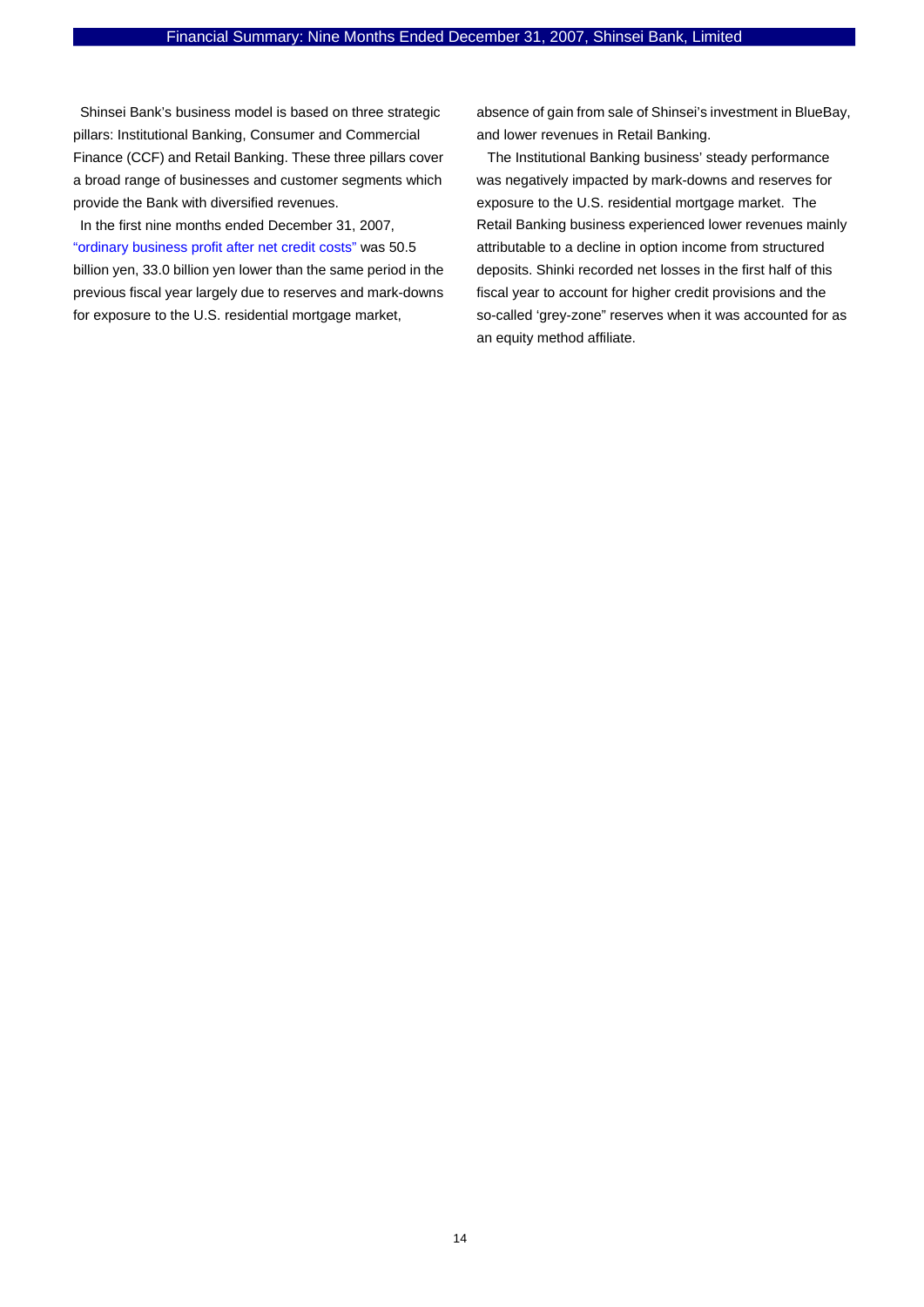Shinsei Bank's business model is based on three strategic pillars: Institutional Banking, Consumer and Commercial Finance (CCF) and Retail Banking. These three pillars cover a broad range of businesses and customer segments which provide the Bank with diversified revenues.

In the first nine months ended December 31, 2007, "ordinary business profit after net credit costs" was 50.5 billion yen, 33.0 billion yen lower than the same period in the previous fiscal year largely due to reserves and mark-downs for exposure to the U.S. residential mortgage market, absence of gain from sale of Shinsei's investment in BlueBay, and lower revenues in Retail Banking.

The Institutional Banking business' steady performance was negatively impacted by mark-downs and reserves for exposure to the U.S. residential mortgage market. The Retail Banking business experienced lower revenues mainly attributable to a decline in option income from structured deposits. Shinki recorded net losses in the first half of this fiscal year to account for higher credit provisions and the so-called 'grey-zone" reserves when it was accounted for as an equity method affiliate.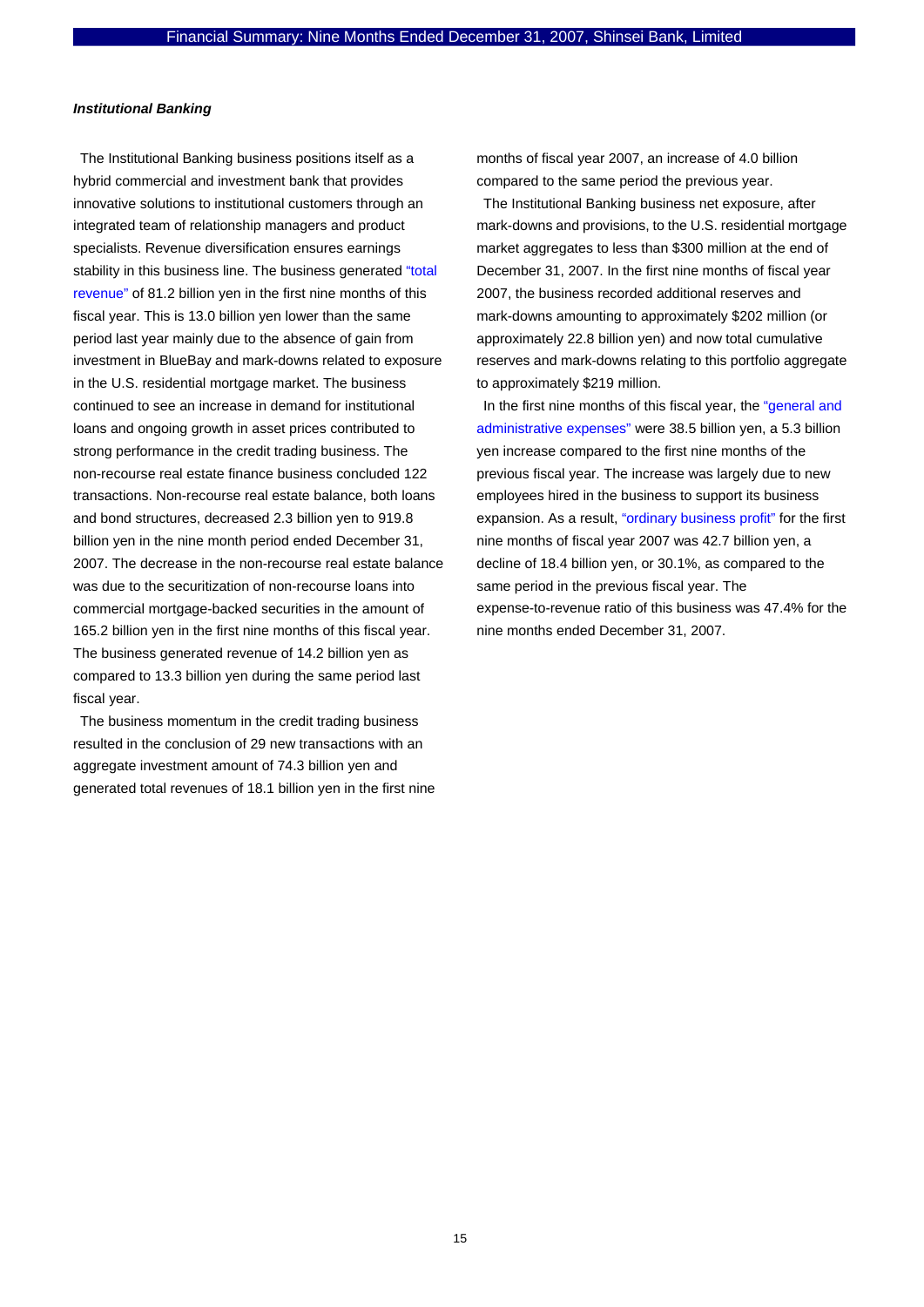***Institutional Banking***

The Institutional Banking business positions itself as a hybrid commercial and investment bank that provides innovative solutions to institutional customers through an integrated team of relationship managers and product specialists. Revenue diversification ensures earnings stability in this business line. The business generated "total revenue" of 81.2 billion yen in the first nine months of this fiscal year. This is 13.0 billion yen lower than the same period last year mainly due to the absence of gain from investment in BlueBay and mark-downs related to exposure in the U.S. residential mortgage market. The business continued to see an increase in demand for institutional loans and ongoing growth in asset prices contributed to strong performance in the credit trading business. The non-recourse real estate finance business concluded 122 transactions. Non-recourse real estate balance, both loans and bond structures, decreased 2.3 billion yen to 919.8 billion yen in the nine month period ended December 31, 2007. The decrease in the non-recourse real estate balance was due to the securitization of non-recourse loans into commercial mortgage-backed securities in the amount of 165.2 billion yen in the first nine months of this fiscal year. The business generated revenue of 14.2 billion yen as compared to 13.3 billion yen during the same period last fiscal year.

The business momentum in the credit trading business resulted in the conclusion of 29 new transactions with an aggregate investment amount of 74.3 billion yen and generated total revenues of 18.1 billion yen in the first nine months of fiscal year 2007, an increase of 4.0 billion compared to the same period the previous year.

The Institutional Banking business net exposure, after mark-downs and provisions, to the U.S. residential mortgage market aggregates to less than $300 million at the end of December 31, 2007. In the first nine months of fiscal year 2007, the business recorded additional reserves and mark-downs amounting to approximately $202 million (or approximately 22.8 billion yen) and now total cumulative reserves and mark-downs relating to this portfolio aggregate to approximately $219 million.

In the first nine months of this fiscal year, the "general and administrative expenses" were 38.5 billion yen, a 5.3 billion yen increase compared to the first nine months of the previous fiscal year. The increase was largely due to new employees hired in the business to support its business expansion. As a result, "ordinary business profit" for the first nine months of fiscal year 2007 was 42.7 billion yen, a decline of 18.4 billion yen, or 30.1%, as compared to the same period in the previous fiscal year. The expense-to-revenue ratio of this business was 47.4% for the nine months ended December 31, 2007.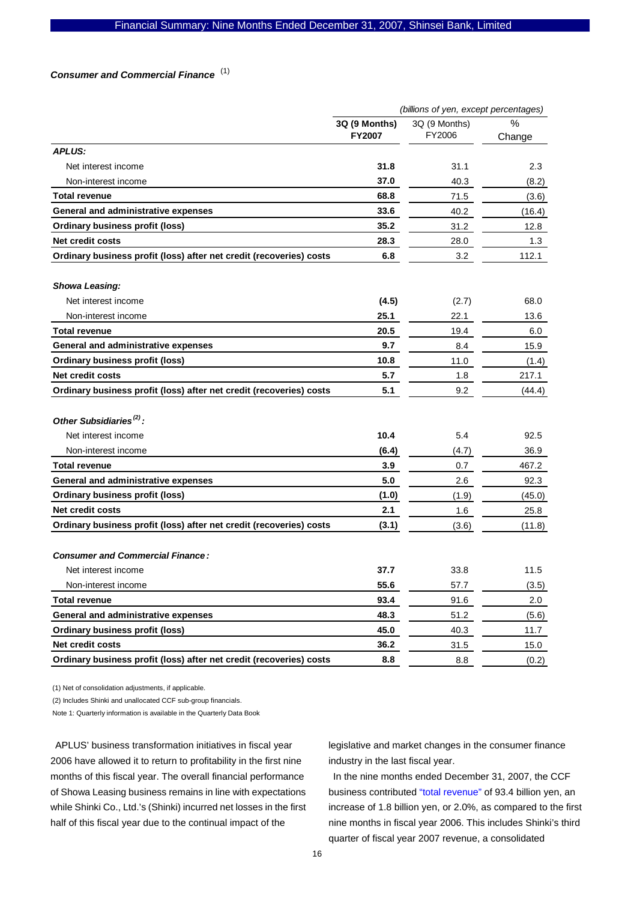### *Consumer and Commercial Finance* (1)

| | (billions of yen, except percentages) | | |
|---|---|---|---|
| | **3Q (9 Months) FY2007** | 3Q (9 Months) FY2006 | % Change |
| ***APLUS:*** | | | |
| Net interest income | **31.8** | 31.1 | 2.3 |
| Non-interest income | **37.0** | 40.3 | (8.2) |
| **Total revenue** | **68.8** | 71.5 | (3.6) |
| **General and administrative expenses** | **33.6** | 40.2 | (16.4) |
| **Ordinary business profit (loss)** | **35.2** | 31.2 | 12.8 |
| **Net credit costs** | **28.3** | 28.0 | 1.3 |
| **Ordinary business profit (loss) after net credit (recoveries) costs** | **6.8** | 3.2 | 112.1 |
| ***Showa Leasing:*** | | | |
| Net interest income | **(4.5)** | (2.7) | 68.0 |
| Non-interest income | **25.1** | 22.1 | 13.6 |
| **Total revenue** | **20.5** | 19.4 | 6.0 |
| **General and administrative expenses** | **9.7** | 8.4 | 15.9 |
| **Ordinary business profit (loss)** | **10.8** | 11.0 | (1.4) |
| **Net credit costs** | **5.7** | 1.8 | 217.1 |
| **Ordinary business profit (loss) after net credit (recoveries) costs** | **5.1** | 9.2 | (44.4) |
| ***Other Subsidiaries (2):*** | | | |
| Net interest income | **10.4** | 5.4 | 92.5 |
| Non-interest income | **(6.4)** | (4.7) | 36.9 |
| **Total revenue** | **3.9** | 0.7 | 467.2 |
| **General and administrative expenses** | **5.0** | 2.6 | 92.3 |
| **Ordinary business profit (loss)** | **(1.0)** | (1.9) | (45.0) |
| **Net credit costs** | **2.1** | 1.6 | 25.8 |
| **Ordinary business profit (loss) after net credit (recoveries) costs** | **(3.1)** | (3.6) | (11.8) |
| ***Consumer and Commercial Finance:*** | | | |
| Net interest income | **37.7** | 33.8 | 11.5 |
| Non-interest income | **55.6** | 57.7 | (3.5) |
| **Total revenue** | **93.4** | 91.6 | 2.0 |
| **General and administrative expenses** | **48.3** | 51.2 | (5.6) |
| **Ordinary business profit (loss)** | **45.0** | 40.3 | 11.7 |
| **Net credit costs** | **36.2** | 31.5 | 15.0 |
| **Ordinary business profit (loss) after net credit (recoveries) costs** | **8.8** | 8.8 | (0.2) |

(1) Net of consolidation adjustments, if applicable.

(2) Includes Shinki and unallocated CCF sub-group financials.

Note 1: Quarterly information is available in the Quarterly Data Book

APLUS' business transformation initiatives in fiscal year 2006 have allowed it to return to profitability in the first nine months of this fiscal year. The overall financial performance of Showa Leasing business remains in line with expectations while Shinki Co., Ltd.'s (Shinki) incurred net losses in the first half of this fiscal year due to the continual impact of the legislative and market changes in the consumer finance industry in the last fiscal year.

In the nine months ended December 31, 2007, the CCF business contributed "total revenue" of 93.4 billion yen, an increase of 1.8 billion yen, or 2.0%, as compared to the first nine months in fiscal year 2006. This includes Shinki's third quarter of fiscal year 2007 revenue, a consolidated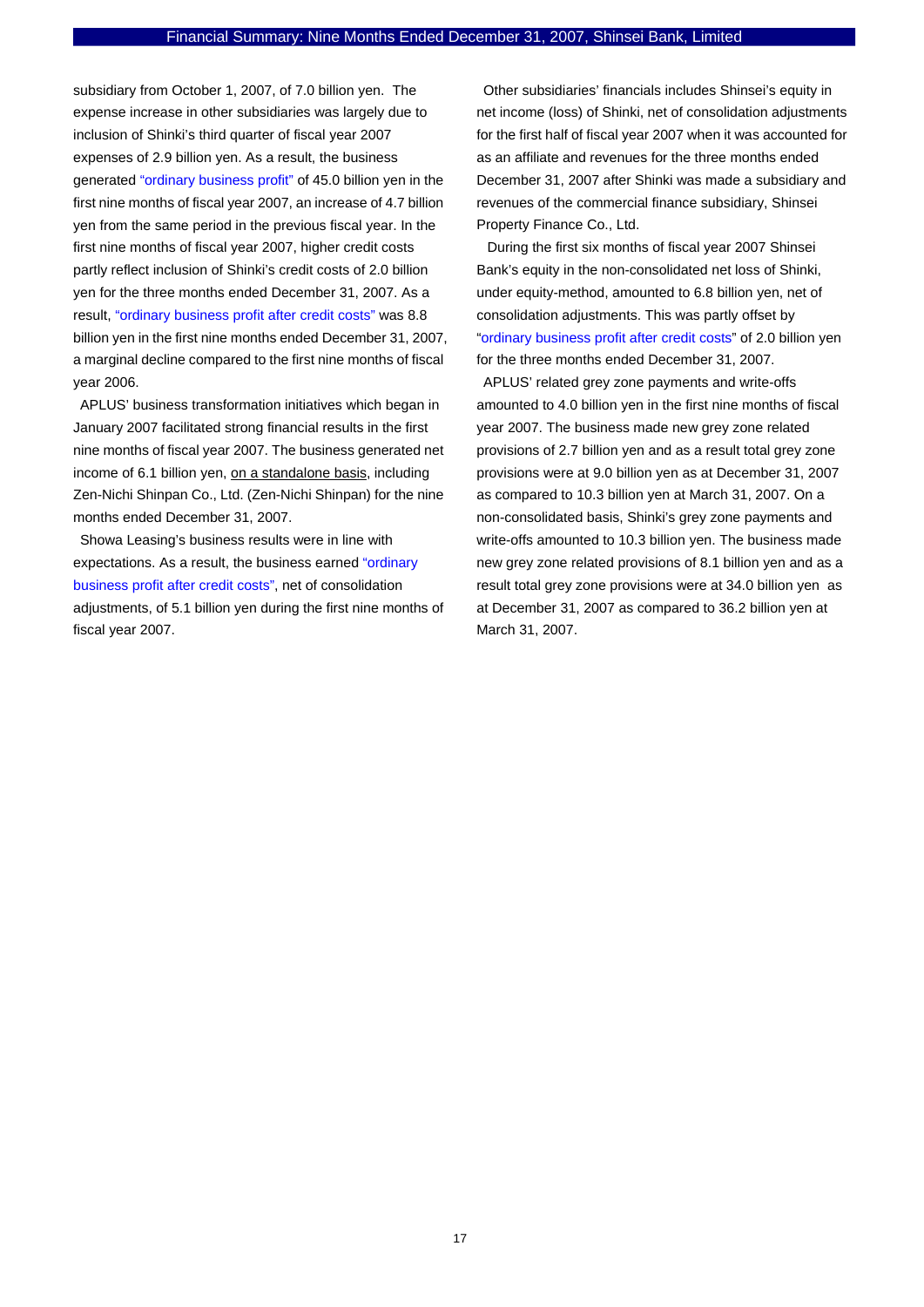subsidiary from October 1, 2007, of 7.0 billion yen. The expense increase in other subsidiaries was largely due to inclusion of Shinki's third quarter of fiscal year 2007 expenses of 2.9 billion yen. As a result, the business generated "ordinary business profit" of 45.0 billion yen in the first nine months of fiscal year 2007, an increase of 4.7 billion yen from the same period in the previous fiscal year. In the first nine months of fiscal year 2007, higher credit costs partly reflect inclusion of Shinki's credit costs of 2.0 billion yen for the three months ended December 31, 2007. As a result, "ordinary business profit after credit costs" was 8.8 billion yen in the first nine months ended December 31, 2007, a marginal decline compared to the first nine months of fiscal year 2006.

APLUS' business transformation initiatives which began in January 2007 facilitated strong financial results in the first nine months of fiscal year 2007. The business generated net income of 6.1 billion yen, on a standalone basis, including Zen-Nichi Shinpan Co., Ltd. (Zen-Nichi Shinpan) for the nine months ended December 31, 2007.

Showa Leasing's business results were in line with expectations. As a result, the business earned "ordinary business profit after credit costs", net of consolidation adjustments, of 5.1 billion yen during the first nine months of fiscal year 2007.

Other subsidiaries' financials includes Shinsei's equity in net income (loss) of Shinki, net of consolidation adjustments for the first half of fiscal year 2007 when it was accounted for as an affiliate and revenues for the three months ended December 31, 2007 after Shinki was made a subsidiary and revenues of the commercial finance subsidiary, Shinsei Property Finance Co., Ltd.

During the first six months of fiscal year 2007 Shinsei Bank's equity in the non-consolidated net loss of Shinki, under equity-method, amounted to 6.8 billion yen, net of consolidation adjustments. This was partly offset by "ordinary business profit after credit costs" of 2.0 billion yen for the three months ended December 31, 2007.

APLUS' related grey zone payments and write-offs amounted to 4.0 billion yen in the first nine months of fiscal year 2007. The business made new grey zone related provisions of 2.7 billion yen and as a result total grey zone provisions were at 9.0 billion yen as at December 31, 2007 as compared to 10.3 billion yen at March 31, 2007. On a non-consolidated basis, Shinki's grey zone payments and write-offs amounted to 10.3 billion yen. The business made new grey zone related provisions of 8.1 billion yen and as a result total grey zone provisions were at 34.0 billion yen as at December 31, 2007 as compared to 36.2 billion yen at March 31, 2007.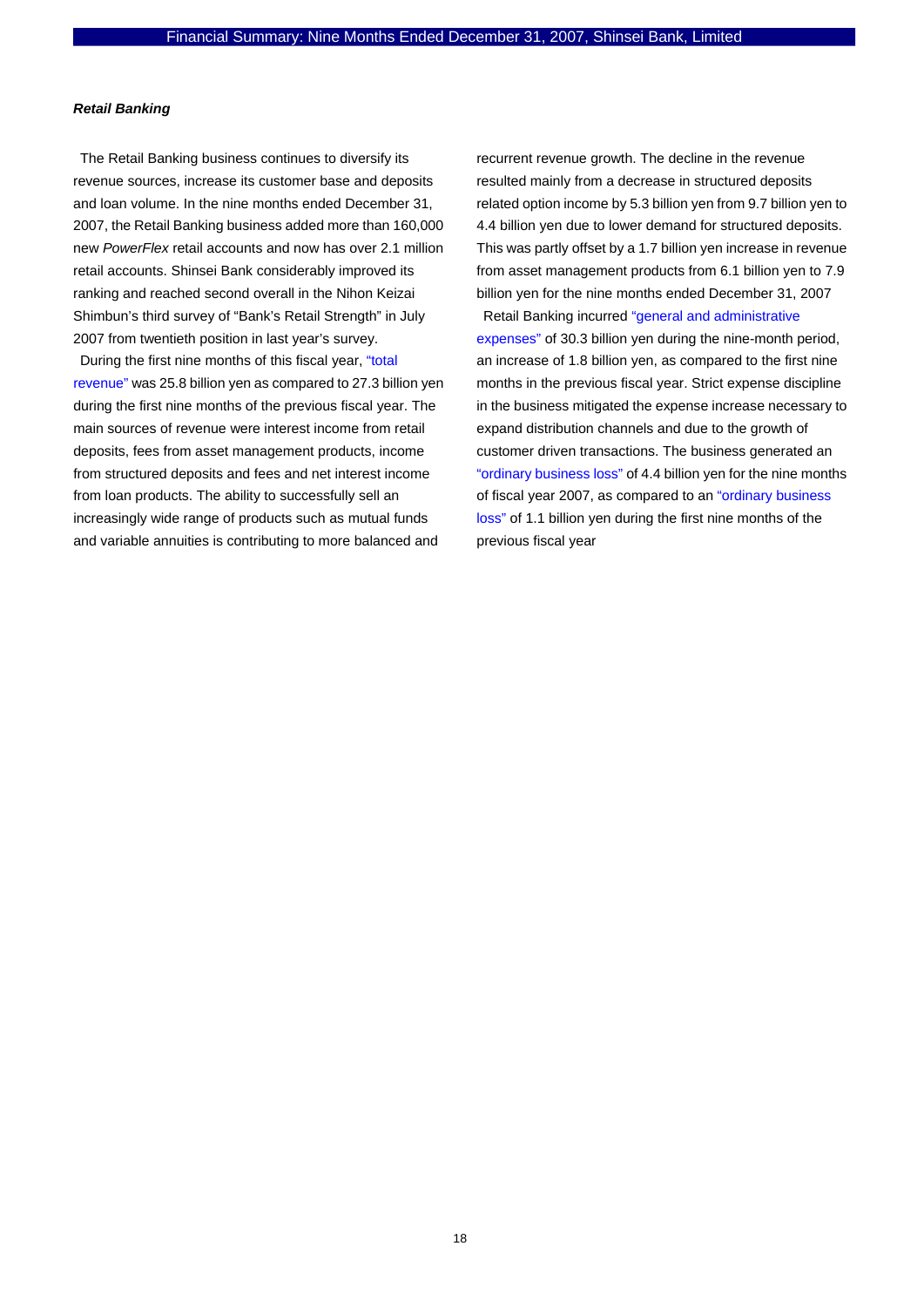***Retail Banking***

The Retail Banking business continues to diversify its revenue sources, increase its customer base and deposits and loan volume. In the nine months ended December 31, 2007, the Retail Banking business added more than 160,000 new *PowerFlex* retail accounts and now has over 2.1 million retail accounts. Shinsei Bank considerably improved its ranking and reached second overall in the Nihon Keizai Shimbun's third survey of "Bank's Retail Strength" in July 2007 from twentieth position in last year's survey.

During the first nine months of this fiscal year, "total revenue" was 25.8 billion yen as compared to 27.3 billion yen during the first nine months of the previous fiscal year. The main sources of revenue were interest income from retail deposits, fees from asset management products, income from structured deposits and fees and net interest income from loan products. The ability to successfully sell an increasingly wide range of products such as mutual funds and variable annuities is contributing to more balanced and recurrent revenue growth. The decline in the revenue resulted mainly from a decrease in structured deposits related option income by 5.3 billion yen from 9.7 billion yen to 4.4 billion yen due to lower demand for structured deposits. This was partly offset by a 1.7 billion yen increase in revenue from asset management products from 6.1 billion yen to 7.9 billion yen for the nine months ended December 31, 2007

Retail Banking incurred "general and administrative expenses" of 30.3 billion yen during the nine-month period, an increase of 1.8 billion yen, as compared to the first nine months in the previous fiscal year. Strict expense discipline in the business mitigated the expense increase necessary to expand distribution channels and due to the growth of customer driven transactions. The business generated an "ordinary business loss" of 4.4 billion yen for the nine months of fiscal year 2007, as compared to an "ordinary business loss" of 1.1 billion yen during the first nine months of the previous fiscal year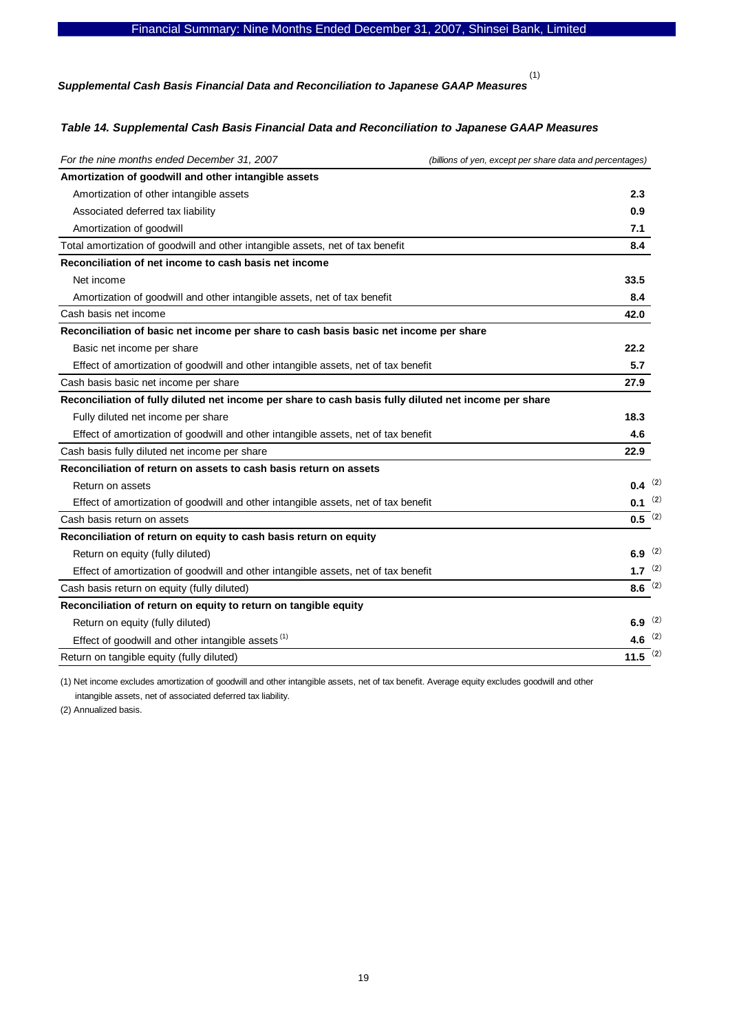### *Supplemental Cash Basis Financial Data and Reconciliation to Japanese GAAP Measures* [1]

#### *Table 14. Supplemental Cash Basis Financial Data and Reconciliation to Japanese GAAP Measures*

| *For the nine months ended December 31, 2007* | *(billions of yen, except per share data and percentages)* |
|---|---|
| **Amortization of goodwill and other intangible assets** | |
| Amortization of other intangible assets | **2.3** |
| Associated deferred tax liability | **0.9** |
| Amortization of goodwill | **7.1** |
| Total amortization of goodwill and other intangible assets, net of tax benefit | **8.4** |
| **Reconciliation of net income to cash basis net income** | |
| Net income | **33.5** |
| Amortization of goodwill and other intangible assets, net of tax benefit | **8.4** |
| Cash basis net income | **42.0** |
| **Reconciliation of basic net income per share to cash basis basic net income per share** | |
| Basic net income per share | **22.2** |
| Effect of amortization of goodwill and other intangible assets, net of tax benefit | **5.7** |
| Cash basis basic net income per share | **27.9** |
| **Reconciliation of fully diluted net income per share to cash basis fully diluted net income per share** | |
| Fully diluted net income per share | **18.3** |
| Effect of amortization of goodwill and other intangible assets, net of tax benefit | **4.6** |
| Cash basis fully diluted net income per share | **22.9** |
| **Reconciliation of return on assets to cash basis return on assets** | |
| Return on assets | **0.4** [2] |
| Effect of amortization of goodwill and other intangible assets, net of tax benefit | **0.1** [2] |
| Cash basis return on assets | **0.5** [2] |
| **Reconciliation of return on equity to cash basis return on equity** | |
| Return on equity (fully diluted) | **6.9** [2] |
| Effect of amortization of goodwill and other intangible assets, net of tax benefit | **1.7** [2] |
| Cash basis return on equity (fully diluted) | **8.6** [2] |
| **Reconciliation of return on equity to return on tangible equity** | |
| Return on equity (fully diluted) | **6.9** [2] |
| Effect of goodwill and other intangible assets [1] | **4.6** [2] |
| Return on tangible equity (fully diluted) | **11.5** [2] |

(1) Net income excludes amortization of goodwill and other intangible assets, net of tax benefit. Average equity excludes goodwill and other intangible assets, net of associated deferred tax liability.

(2) Annualized basis.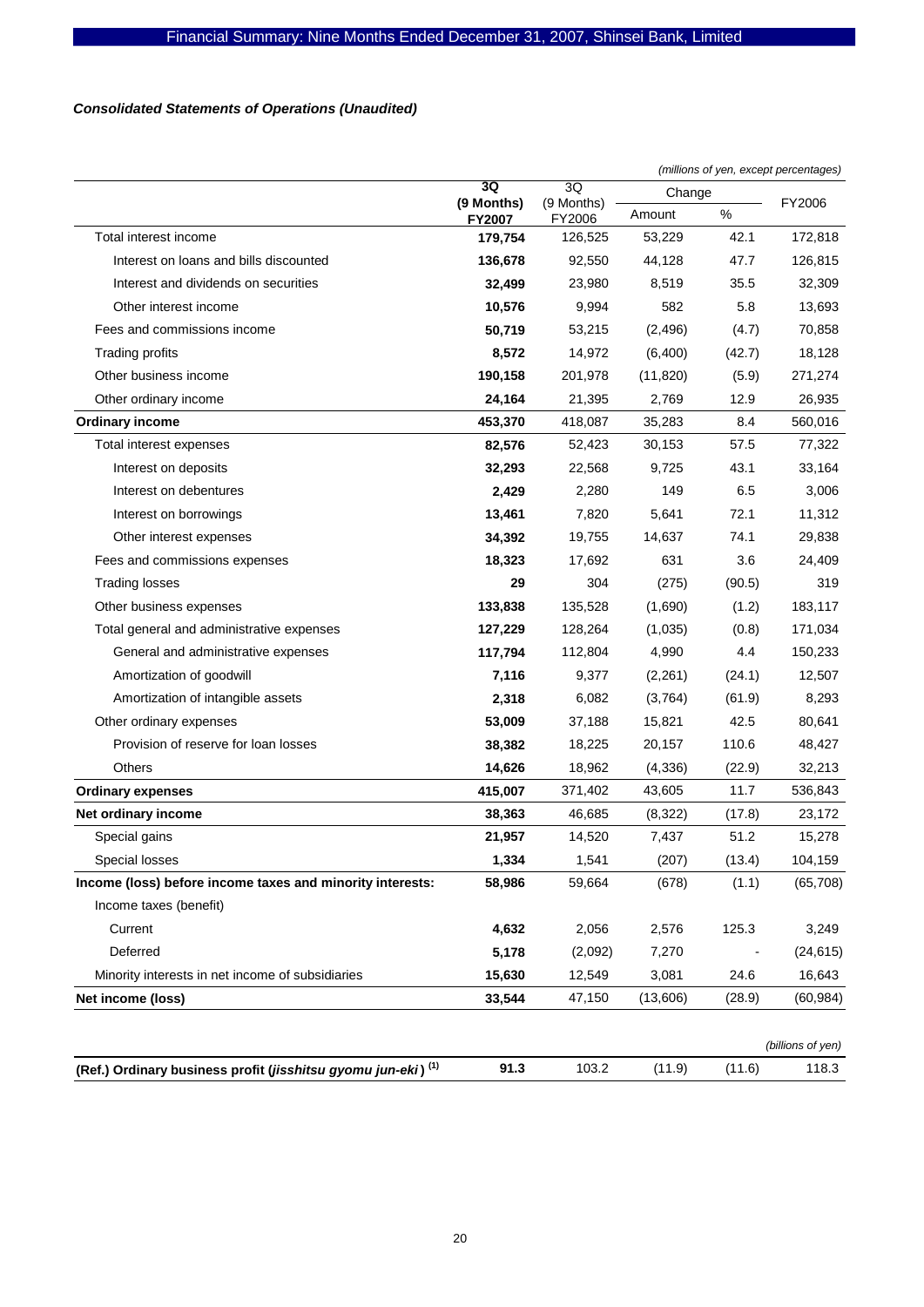### *Consolidated Statements of Operations (Unaudited)*

*(millions of yen, except percentages)*

| | 3Q (9 Months) FY2007 | 3Q (9 Months) FY2006 | Change Amount | Change % | FY2006 |
|---|---|---|---|---|---|
| Total interest income | **179,754** | 126,525 | 53,229 | 42.1 | 172,818 |
| Interest on loans and bills discounted | **136,678** | 92,550 | 44,128 | 47.7 | 126,815 |
| Interest and dividends on securities | **32,499** | 23,980 | 8,519 | 35.5 | 32,309 |
| Other interest income | **10,576** | 9,994 | 582 | 5.8 | 13,693 |
| Fees and commissions income | **50,719** | 53,215 | (2,496) | (4.7) | 70,858 |
| Trading profits | **8,572** | 14,972 | (6,400) | (42.7) | 18,128 |
| Other business income | **190,158** | 201,978 | (11,820) | (5.9) | 271,274 |
| Other ordinary income | **24,164** | 21,395 | 2,769 | 12.9 | 26,935 |
| **Ordinary income** | **453,370** | 418,087 | 35,283 | 8.4 | 560,016 |
| Total interest expenses | **82,576** | 52,423 | 30,153 | 57.5 | 77,322 |
| Interest on deposits | **32,293** | 22,568 | 9,725 | 43.1 | 33,164 |
| Interest on debentures | **2,429** | 2,280 | 149 | 6.5 | 3,006 |
| Interest on borrowings | **13,461** | 7,820 | 5,641 | 72.1 | 11,312 |
| Other interest expenses | **34,392** | 19,755 | 14,637 | 74.1 | 29,838 |
| Fees and commissions expenses | **18,323** | 17,692 | 631 | 3.6 | 24,409 |
| Trading losses | **29** | 304 | (275) | (90.5) | 319 |
| Other business expenses | **133,838** | 135,528 | (1,690) | (1.2) | 183,117 |
| Total general and administrative expenses | **127,229** | 128,264 | (1,035) | (0.8) | 171,034 |
| General and administrative expenses | **117,794** | 112,804 | 4,990 | 4.4 | 150,233 |
| Amortization of goodwill | **7,116** | 9,377 | (2,261) | (24.1) | 12,507 |
| Amortization of intangible assets | **2,318** | 6,082 | (3,764) | (61.9) | 8,293 |
| Other ordinary expenses | **53,009** | 37,188 | 15,821 | 42.5 | 80,641 |
| Provision of reserve for loan losses | **38,382** | 18,225 | 20,157 | 110.6 | 48,427 |
| Others | **14,626** | 18,962 | (4,336) | (22.9) | 32,213 |
| **Ordinary expenses** | **415,007** | 371,402 | 43,605 | 11.7 | 536,843 |
| **Net ordinary income** | **38,363** | 46,685 | (8,322) | (17.8) | 23,172 |
| Special gains | **21,957** | 14,520 | 7,437 | 51.2 | 15,278 |
| Special losses | **1,334** | 1,541 | (207) | (13.4) | 104,159 |
| **Income (loss) before income taxes and minority interests:** | **58,986** | 59,664 | (678) | (1.1) | (65,708) |
| Income taxes (benefit) | | | | | |
| Current | **4,632** | 2,056 | 2,576 | 125.3 | 3,249 |
| Deferred | **5,178** | (2,092) | 7,270 | - | (24,615) |
| Minority interests in net income of subsidiaries | **15,630** | 12,549 | 3,081 | 24.6 | 16,643 |
| **Net income (loss)** | **33,544** | 47,150 | (13,606) | (28.9) | (60,984) |

*(billions of yen)*

| | | | | | |
|---|---|---|---|---|---|
| **(Ref.) Ordinary business profit (*jisshitsu gyomu jun-eki*) [(1)]** | **91.3** | 103.2 | (11.9) | (11.6) | 118.3 |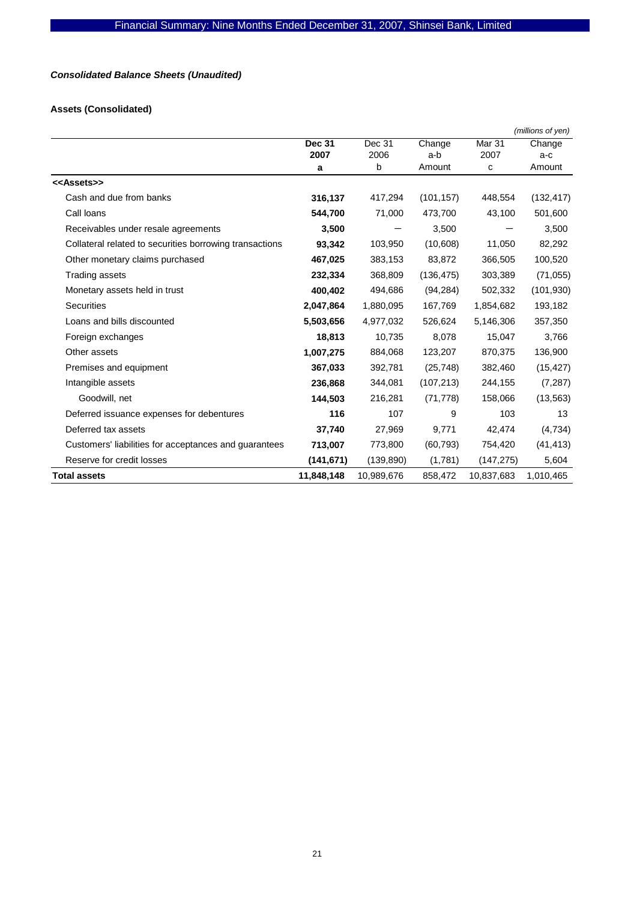*Consolidated Balance Sheets (Unaudited)*

**Assets (Consolidated)**

*(millions of yen)*

| | **Dec 31 2007 a** | Dec 31 2006 b | Change a-b Amount | Mar 31 2007 c | Change a-c Amount |
|---|---|---|---|---|---|
| **<<Assets>>** | | | | | |
| Cash and due from banks | **316,137** | 417,294 | (101,157) | 448,554 | (132,417) |
| Call loans | **544,700** | 71,000 | 473,700 | 43,100 | 501,600 |
| Receivables under resale agreements | **3,500** | — | 3,500 | — | 3,500 |
| Collateral related to securities borrowing transactions | **93,342** | 103,950 | (10,608) | 11,050 | 82,292 |
| Other monetary claims purchased | **467,025** | 383,153 | 83,872 | 366,505 | 100,520 |
| Trading assets | **232,334** | 368,809 | (136,475) | 303,389 | (71,055) |
| Monetary assets held in trust | **400,402** | 494,686 | (94,284) | 502,332 | (101,930) |
| Securities | **2,047,864** | 1,880,095 | 167,769 | 1,854,682 | 193,182 |
| Loans and bills discounted | **5,503,656** | 4,977,032 | 526,624 | 5,146,306 | 357,350 |
| Foreign exchanges | **18,813** | 10,735 | 8,078 | 15,047 | 3,766 |
| Other assets | **1,007,275** | 884,068 | 123,207 | 870,375 | 136,900 |
| Premises and equipment | **367,033** | 392,781 | (25,748) | 382,460 | (15,427) |
| Intangible assets | **236,868** | 344,081 | (107,213) | 244,155 | (7,287) |
| Goodwill, net | **144,503** | 216,281 | (71,778) | 158,066 | (13,563) |
| Deferred issuance expenses for debentures | **116** | 107 | 9 | 103 | 13 |
| Deferred tax assets | **37,740** | 27,969 | 9,771 | 42,474 | (4,734) |
| Customers' liabilities for acceptances and guarantees | **713,007** | 773,800 | (60,793) | 754,420 | (41,413) |
| Reserve for credit losses | **(141,671)** | (139,890) | (1,781) | (147,275) | 5,604 |
| **Total assets** | **11,848,148** | 10,989,676 | 858,472 | 10,837,683 | 1,010,465 |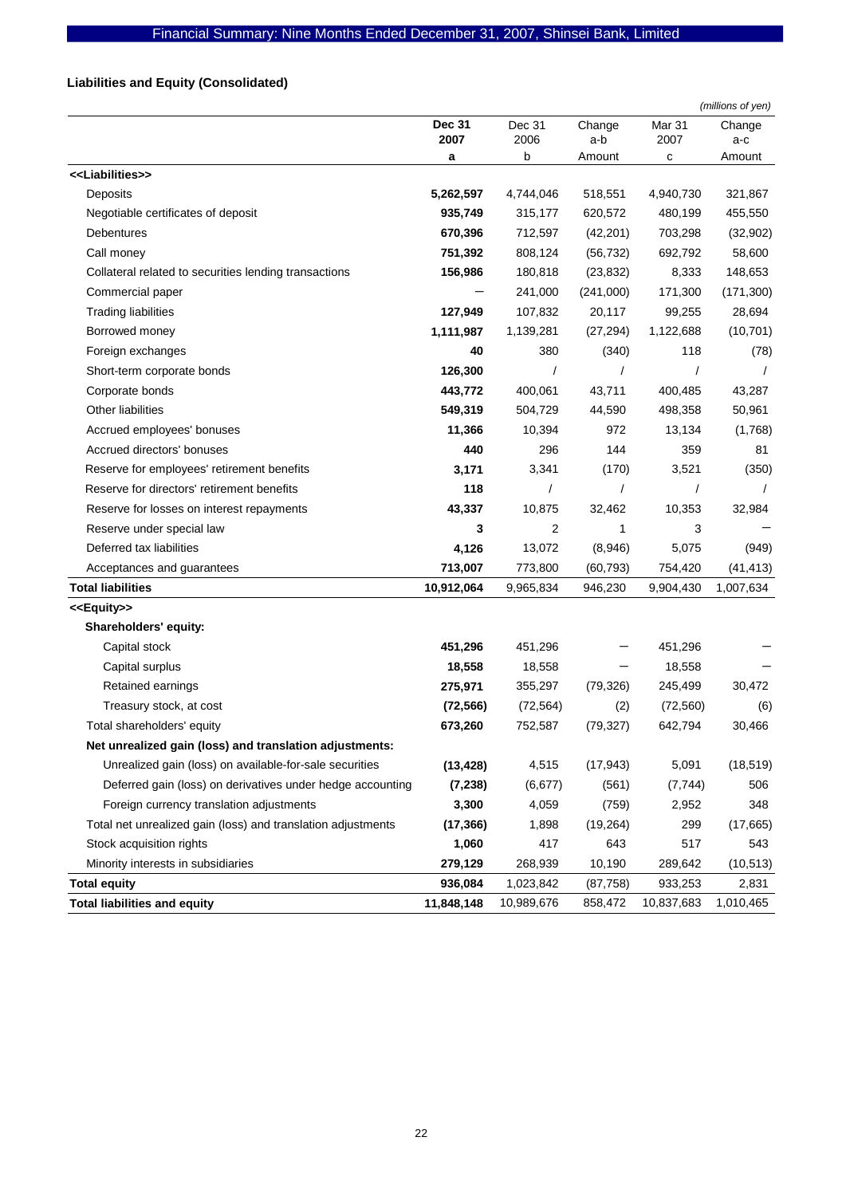## Liabilities and Equity (Consolidated)

*(millions of yen)*

| | **Dec 31 2007** | Dec 31 2006 | Change a-b | Mar 31 2007 | Change a-c |
|---|---|---|---|---|---|
| | **a** | b | Amount | c | Amount |
| **<<Liabilities>>** | | | | | |
| Deposits | **5,262,597** | 4,744,046 | 518,551 | 4,940,730 | 321,867 |
| Negotiable certificates of deposit | **935,749** | 315,177 | 620,572 | 480,199 | 455,550 |
| Debentures | **670,396** | 712,597 | (42,201) | 703,298 | (32,902) |
| Call money | **751,392** | 808,124 | (56,732) | 692,792 | 58,600 |
| Collateral related to securities lending transactions | **156,986** | 180,818 | (23,832) | 8,333 | 148,653 |
| Commercial paper | **—** | 241,000 | (241,000) | 171,300 | (171,300) |
| Trading liabilities | **127,949** | 107,832 | 20,117 | 99,255 | 28,694 |
| Borrowed money | **1,111,987** | 1,139,281 | (27,294) | 1,122,688 | (10,701) |
| Foreign exchanges | **40** | 380 | (340) | 118 | (78) |
| Short-term corporate bonds | **126,300** | / | / | / | / |
| Corporate bonds | **443,772** | 400,061 | 43,711 | 400,485 | 43,287 |
| Other liabilities | **549,319** | 504,729 | 44,590 | 498,358 | 50,961 |
| Accrued employees' bonuses | **11,366** | 10,394 | 972 | 13,134 | (1,768) |
| Accrued directors' bonuses | **440** | 296 | 144 | 359 | 81 |
| Reserve for employees' retirement benefits | **3,171** | 3,341 | (170) | 3,521 | (350) |
| Reserve for directors' retirement benefits | **118** | / | / | / | / |
| Reserve for losses on interest repayments | **43,337** | 10,875 | 32,462 | 10,353 | 32,984 |
| Reserve under special law | **3** | 2 | 1 | 3 | — |
| Deferred tax liabilities | **4,126** | 13,072 | (8,946) | 5,075 | (949) |
| Acceptances and guarantees | **713,007** | 773,800 | (60,793) | 754,420 | (41,413) |
| **Total liabilities** | **10,912,064** | 9,965,834 | 946,230 | 9,904,430 | 1,007,634 |
| **<<Equity>>** | | | | | |
| **Shareholders' equity:** | | | | | |
| Capital stock | **451,296** | 451,296 | — | 451,296 | — |
| Capital surplus | **18,558** | 18,558 | — | 18,558 | — |
| Retained earnings | **275,971** | 355,297 | (79,326) | 245,499 | 30,472 |
| Treasury stock, at cost | **(72,566)** | (72,564) | (2) | (72,560) | (6) |
| Total shareholders' equity | **673,260** | 752,587 | (79,327) | 642,794 | 30,466 |
| **Net unrealized gain (loss) and translation adjustments:** | | | | | |
| Unrealized gain (loss) on available-for-sale securities | **(13,428)** | 4,515 | (17,943) | 5,091 | (18,519) |
| Deferred gain (loss) on derivatives under hedge accounting | **(7,238)** | (6,677) | (561) | (7,744) | 506 |
| Foreign currency translation adjustments | **3,300** | 4,059 | (759) | 2,952 | 348 |
| Total net unrealized gain (loss) and translation adjustments | **(17,366)** | 1,898 | (19,264) | 299 | (17,665) |
| Stock acquisition rights | **1,060** | 417 | 643 | 517 | 543 |
| Minority interests in subsidiaries | **279,129** | 268,939 | 10,190 | 289,642 | (10,513) |
| **Total equity** | **936,084** | 1,023,842 | (87,758) | 933,253 | 2,831 |
| **Total liabilities and equity** | **11,848,148** | 10,989,676 | 858,472 | 10,837,683 | 1,010,465 |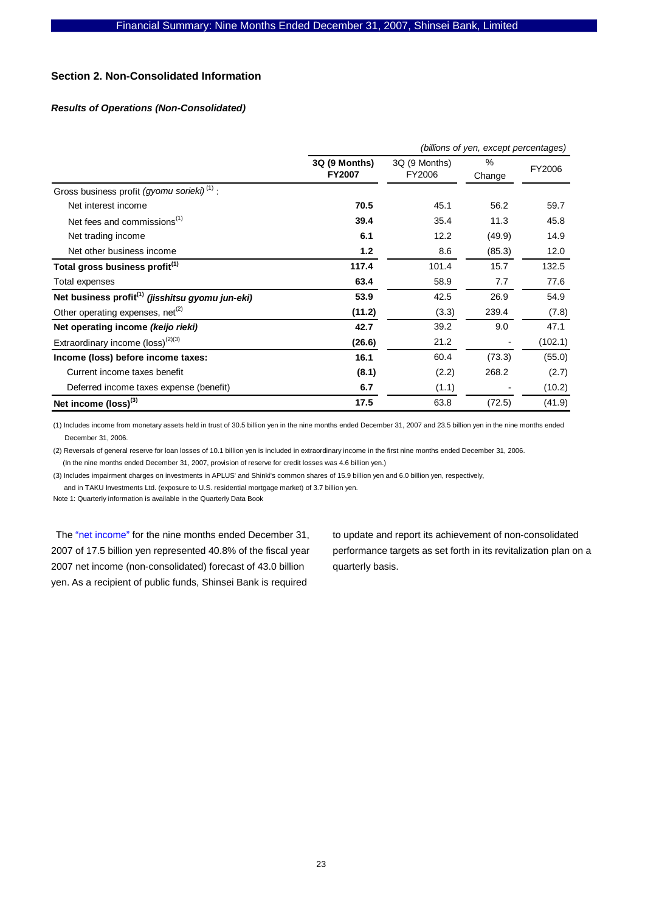## Section 2. Non-Consolidated Information

### *Results of Operations (Non-Consolidated)*

*(billions of yen, except percentages)*

| | 3Q (9 Months) FY2007 | 3Q (9 Months) FY2006 | % Change | FY2006 |
|---|---|---|---|---|
| Gross business profit *(gyomu sorieki)* [1] : | | | | |
| Net interest income | **70.5** | 45.1 | 56.2 | 59.7 |
| Net fees and commissions[1] | **39.4** | 35.4 | 11.3 | 45.8 |
| Net trading income | **6.1** | 12.2 | (49.9) | 14.9 |
| Net other business income | **1.2** | 8.6 | (85.3) | 12.0 |
| **Total gross business profit[1]** | **117.4** | 101.4 | 15.7 | 132.5 |
| Total expenses | **63.4** | 58.9 | 7.7 | 77.6 |
| **Net business profit[1] *(jisshitsu gyomu jun-eki)*** | **53.9** | 42.5 | 26.9 | 54.9 |
| Other operating expenses, net[2] | **(11.2)** | (3.3) | 239.4 | (7.8) |
| **Net operating income *(keijo rieki)*** | **42.7** | 39.2 | 9.0 | 47.1 |
| Extraordinary income (loss)[2][3] | **(26.6)** | 21.2 | - | (102.1) |
| **Income (loss) before income taxes:** | **16.1** | 60.4 | (73.3) | (55.0) |
| Current income taxes benefit | **(8.1)** | (2.2) | 268.2 | (2.7) |
| Deferred income taxes expense (benefit) | **6.7** | (1.1) | - | (10.2) |
| **Net income (loss)[3]** | **17.5** | 63.8 | (72.5) | (41.9) |

(1) Includes income from monetary assets held in trust of 30.5 billion yen in the nine months ended December 31, 2007 and 23.5 billion yen in the nine months ended December 31, 2006.

(2) Reversals of general reserve for loan losses of 10.1 billion yen is included in extraordinary income in the first nine months ended December 31, 2006. (In the nine months ended December 31, 2007, provision of reserve for credit losses was 4.6 billion yen.)

(3) Includes impairment charges on investments in APLUS' and Shinki's common shares of 15.9 billion yen and 6.0 billion yen, respectively, and in TAKU Investments Ltd. (exposure to U.S. residential mortgage market) of 3.7 billion yen.

Note 1: Quarterly information is available in the Quarterly Data Book

The "net income" for the nine months ended December 31, 2007 of 17.5 billion yen represented 40.8% of the fiscal year 2007 net income (non-consolidated) forecast of 43.0 billion yen. As a recipient of public funds, Shinsei Bank is required to update and report its achievement of non-consolidated performance targets as set forth in its revitalization plan on a quarterly basis.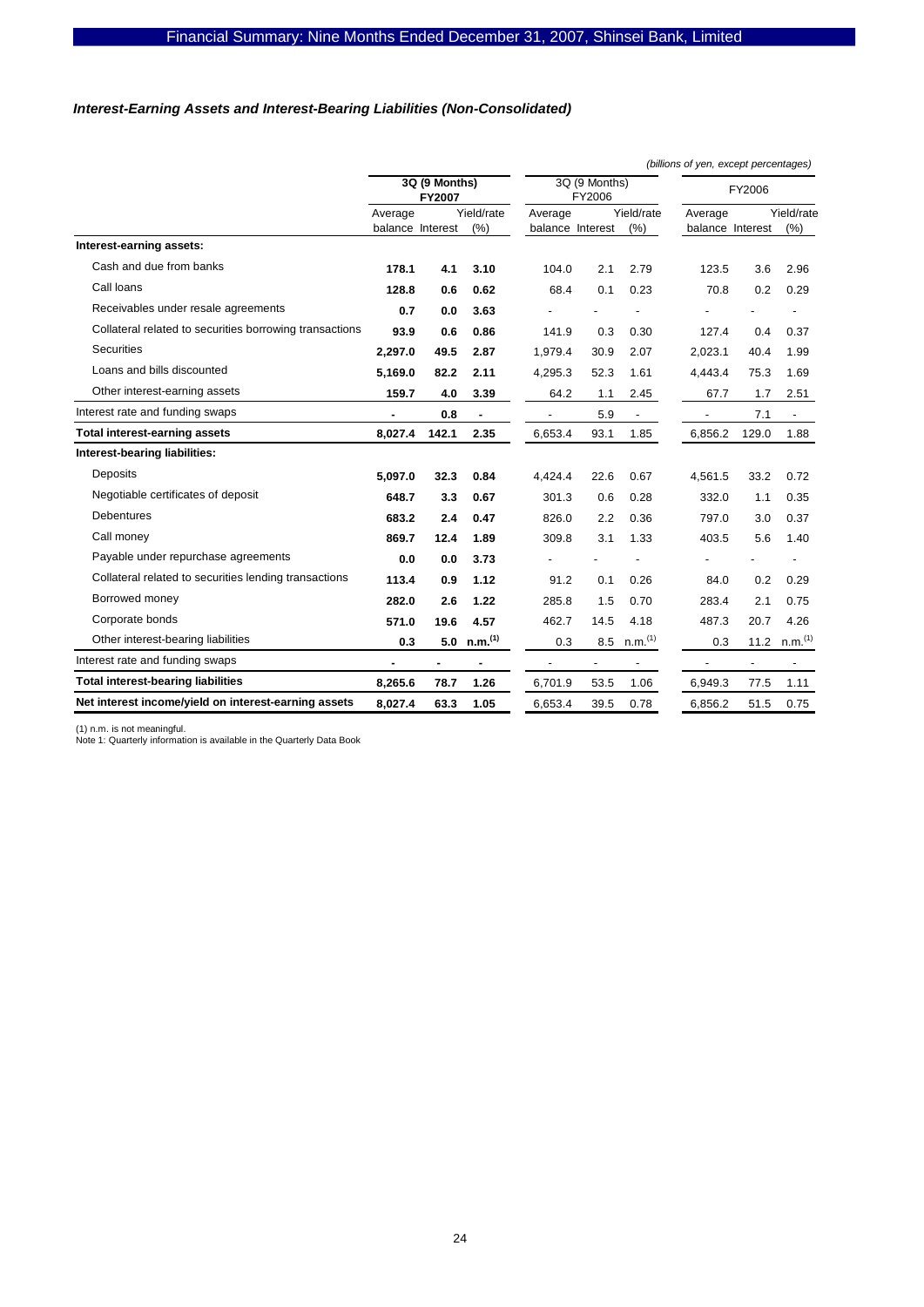### *Interest-Earning Assets and Interest-Bearing Liabilities (Non-Consolidated)*

*(billions of yen, except percentages)*

| | 3Q (9 Months) FY2007 | | | 3Q (9 Months) FY2006 | | | FY2006 | | |
|---|---|---|---|---|---|---|---|---|---|
| | Average balance | Interest | Yield/rate (%) | Average balance | Interest | Yield/rate (%) | Average balance | Interest | Yield/rate (%) |
| **Interest-earning assets:** | | | | | | | | | |
| Cash and due from banks | **178.1** | **4.1** | **3.10** | 104.0 | 2.1 | 2.79 | 123.5 | 3.6 | 2.96 |
| Call loans | **128.8** | **0.6** | **0.62** | 68.4 | 0.1 | 0.23 | 70.8 | 0.2 | 0.29 |
| Receivables under resale agreements | **0.7** | **0.0** | **3.63** | - | - | - | - | - | - |
| Collateral related to securities borrowing transactions | **93.9** | **0.6** | **0.86** | 141.9 | 0.3 | 0.30 | 127.4 | 0.4 | 0.37 |
| Securities | **2,297.0** | **49.5** | **2.87** | 1,979.4 | 30.9 | 2.07 | 2,023.1 | 40.4 | 1.99 |
| Loans and bills discounted | **5,169.0** | **82.2** | **2.11** | 4,295.3 | 52.3 | 1.61 | 4,443.4 | 75.3 | 1.69 |
| Other interest-earning assets | **159.7** | **4.0** | **3.39** | 64.2 | 1.1 | 2.45 | 67.7 | 1.7 | 2.51 |
| Interest rate and funding swaps | **-** | **0.8** | **-** | - | 5.9 | - | - | 7.1 | - |
| **Total interest-earning assets** | **8,027.4** | **142.1** | **2.35** | 6,653.4 | 93.1 | 1.85 | 6,856.2 | 129.0 | 1.88 |
| **Interest-bearing liabilities:** | | | | | | | | | |
| Deposits | **5,097.0** | **32.3** | **0.84** | 4,424.4 | 22.6 | 0.67 | 4,561.5 | 33.2 | 0.72 |
| Negotiable certificates of deposit | **648.7** | **3.3** | **0.67** | 301.3 | 0.6 | 0.28 | 332.0 | 1.1 | 0.35 |
| Debentures | **683.2** | **2.4** | **0.47** | 826.0 | 2.2 | 0.36 | 797.0 | 3.0 | 0.37 |
| Call money | **869.7** | **12.4** | **1.89** | 309.8 | 3.1 | 1.33 | 403.5 | 5.6 | 1.40 |
| Payable under repurchase agreements | **0.0** | **0.0** | **3.73** | - | - | - | - | - | - |
| Collateral related to securities lending transactions | **113.4** | **0.9** | **1.12** | 91.2 | 0.1 | 0.26 | 84.0 | 0.2 | 0.29 |
| Borrowed money | **282.0** | **2.6** | **1.22** | 285.8 | 1.5 | 0.70 | 283.4 | 2.1 | 0.75 |
| Corporate bonds | **571.0** | **19.6** | **4.57** | 462.7 | 14.5 | 4.18 | 487.3 | 20.7 | 4.26 |
| Other interest-bearing liabilities | **0.3** | **5.0** | **n.m.(1)** | 0.3 | 8.5 | n.m.(1) | 0.3 | 11.2 | n.m.(1) |
| Interest rate and funding swaps | **-** | **-** | **-** | - | - | - | - | - | - |
| **Total interest-bearing liabilities** | **8,265.6** | **78.7** | **1.26** | 6,701.9 | 53.5 | 1.06 | 6,949.3 | 77.5 | 1.11 |
| **Net interest income/yield on interest-earning assets** | **8,027.4** | **63.3** | **1.05** | 6,653.4 | 39.5 | 0.78 | 6,856.2 | 51.5 | 0.75 |

(1) n.m. is not meaningful.
Note 1: Quarterly information is available in the Quarterly Data Book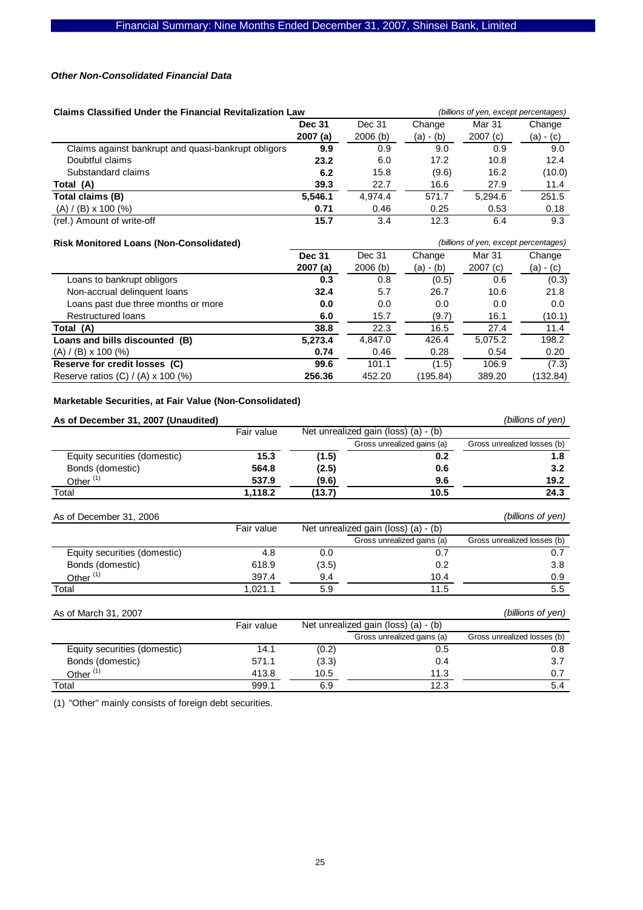*Other Non-Consolidated Financial Data*

**Claims Classified Under the Financial Revitalization Law** *(billions of yen, except percentages)*

| | **Dec 31 2007 (a)** | Dec 31 2006 (b) | Change (a) - (b) | Mar 31 2007 (c) | Change (a) - (c) |
|---|---|---|---|---|---|
| Claims against bankrupt and quasi-bankrupt obligors | **9.9** | 0.9 | 9.0 | 0.9 | 9.0 |
| Doubtful claims | **23.2** | 6.0 | 17.2 | 10.8 | 12.4 |
| Substandard claims | **6.2** | 15.8 | (9.6) | 16.2 | (10.0) |
| **Total (A)** | **39.3** | 22.7 | 16.6 | 27.9 | 11.4 |
| **Total claims (B)** | **5,546.1** | 4,974.4 | 571.7 | 5,294.6 | 251.5 |
| (A) / (B) x 100 (%) | **0.71** | 0.46 | 0.25 | 0.53 | 0.18 |
| (ref.) Amount of write-off | **15.7** | 3.4 | 12.3 | 6.4 | 9.3 |

**Risk Monitored Loans (Non-Consolidated)** *(billions of yen, except percentages)*

| | **Dec 31 2007 (a)** | Dec 31 2006 (b) | Change (a) - (b) | Mar 31 2007 (c) | Change (a) - (c) |
|---|---|---|---|---|---|
| Loans to bankrupt obligors | **0.3** | 0.8 | (0.5) | 0.6 | (0.3) |
| Non-accrual delinquent loans | **32.4** | 5.7 | 26.7 | 10.6 | 21.8 |
| Loans past due three months or more | **0.0** | 0.0 | 0.0 | 0.0 | 0.0 |
| Restructured loans | **6.0** | 15.7 | (9.7) | 16.1 | (10.1) |
| **Total (A)** | **38.8** | 22.3 | 16.5 | 27.4 | 11.4 |
| **Loans and bills discounted (B)** | **5,273.4** | 4,847.0 | 426.4 | 5,075.2 | 198.2 |
| (A) / (B) x 100 (%) | **0.74** | 0.46 | 0.28 | 0.54 | 0.20 |
| **Reserve for credit losses (C)** | **99.6** | 101.1 | (1.5) | 106.9 | (7.3) |
| Reserve ratios (C) / (A) x 100 (%) | **256.36** | 452.20 | (195.84) | 389.20 | (132.84) |

**Marketable Securities, at Fair Value (Non-Consolidated)**

**As of December 31, 2007 (Unaudited)** *(billions of yen)*

| | Fair value | Net unrealized gain (loss) (a) - (b) | Gross unrealized gains (a) | Gross unrealized losses (b) |
|---|---|---|---|---|
| Equity securities (domestic) | **15.3** | **(1.5)** | **0.2** | **1.8** |
| Bonds (domestic) | **564.8** | **(2.5)** | **0.6** | **3.2** |
| Other [1] | **537.9** | **(9.6)** | **9.6** | **19.2** |
| Total | **1,118.2** | **(13.7)** | **10.5** | **24.3** |

As of December 31, 2006 *(billions of yen)*

| | Fair value | Net unrealized gain (loss) (a) - (b) | Gross unrealized gains (a) | Gross unrealized losses (b) |
|---|---|---|---|---|
| Equity securities (domestic) | 4.8 | 0.0 | 0.7 | 0.7 |
| Bonds (domestic) | 618.9 | (3.5) | 0.2 | 3.8 |
| Other [1] | 397.4 | 9.4 | 10.4 | 0.9 |
| Total | 1,021.1 | 5.9 | 11.5 | 5.5 |

As of March 31, 2007 *(billions of yen)*

| | Fair value | Net unrealized gain (loss) (a) - (b) | Gross unrealized gains (a) | Gross unrealized losses (b) |
|---|---|---|---|---|
| Equity securities (domestic) | 14.1 | (0.2) | 0.5 | 0.8 |
| Bonds (domestic) | 571.1 | (3.3) | 0.4 | 3.7 |
| Other [1] | 413.8 | 10.5 | 11.3 | 0.7 |
| Total | 999.1 | 6.9 | 12.3 | 5.4 |

(1) "Other" mainly consists of foreign debt securities.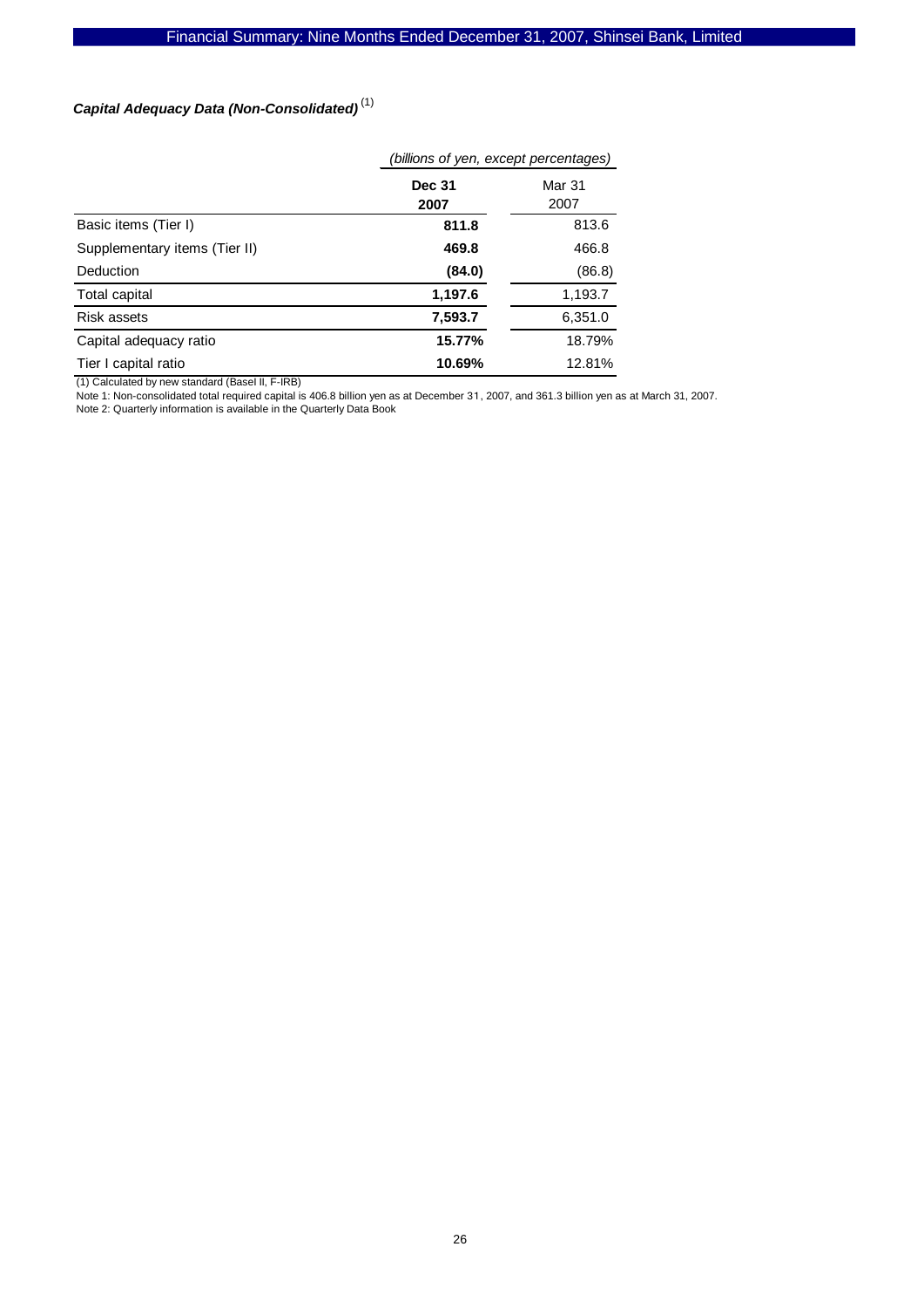### *Capital Adequacy Data (Non-Consolidated)* [1]

| | *(billions of yen, except percentages)* | |
|---|---|---|
| | **Dec 31 2007** | Mar 31 2007 |
| Basic items (Tier I) | **811.8** | 813.6 |
| Supplementary items (Tier II) | **469.8** | 466.8 |
| Deduction | **(84.0)** | (86.8) |
| Total capital | **1,197.6** | 1,193.7 |
| Risk assets | **7,593.7** | 6,351.0 |
| Capital adequacy ratio | **15.77%** | 18.79% |
| Tier I capital ratio | **10.69%** | 12.81% |

(1) Calculated by new standard (Basel II, F-IRB)

Note 1: Non-consolidated total required capital is 406.8 billion yen as at December 31, 2007, and 361.3 billion yen as at March 31, 2007.

Note 2: Quarterly information is available in the Quarterly Data Book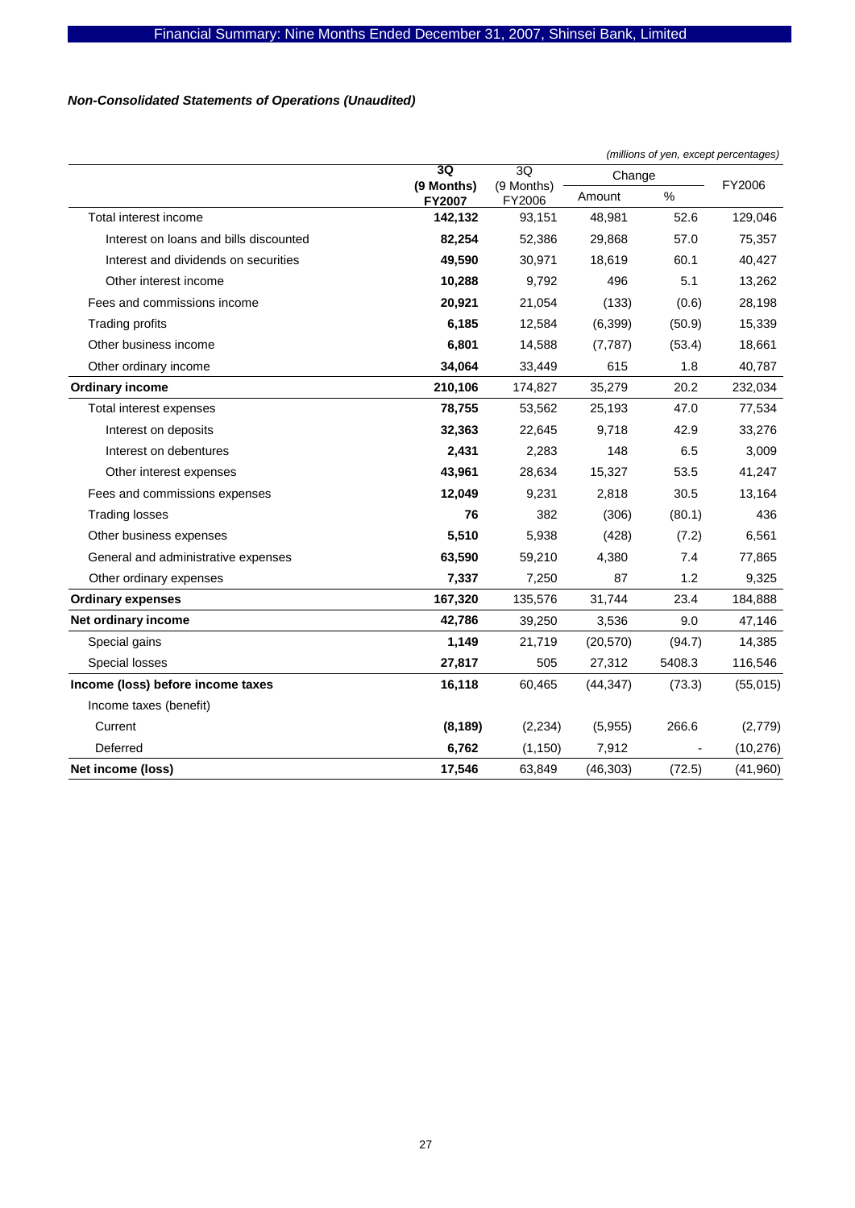*Non-Consolidated Statements of Operations (Unaudited)*

*(millions of yen, except percentages)*

| | 3Q (9 Months) FY2007 | 3Q (9 Months) FY2006 | Change | | FY2006 |
|---|---|---|---|---|---|
| | | | Amount | % | |
| Total interest income | **142,132** | 93,151 | 48,981 | 52.6 | 129,046 |
| Interest on loans and bills discounted | **82,254** | 52,386 | 29,868 | 57.0 | 75,357 |
| Interest and dividends on securities | **49,590** | 30,971 | 18,619 | 60.1 | 40,427 |
| Other interest income | **10,288** | 9,792 | 496 | 5.1 | 13,262 |
| Fees and commissions income | **20,921** | 21,054 | (133) | (0.6) | 28,198 |
| Trading profits | **6,185** | 12,584 | (6,399) | (50.9) | 15,339 |
| Other business income | **6,801** | 14,588 | (7,787) | (53.4) | 18,661 |
| Other ordinary income | **34,064** | 33,449 | 615 | 1.8 | 40,787 |
| **Ordinary income** | **210,106** | 174,827 | 35,279 | 20.2 | 232,034 |
| Total interest expenses | **78,755** | 53,562 | 25,193 | 47.0 | 77,534 |
| Interest on deposits | **32,363** | 22,645 | 9,718 | 42.9 | 33,276 |
| Interest on debentures | **2,431** | 2,283 | 148 | 6.5 | 3,009 |
| Other interest expenses | **43,961** | 28,634 | 15,327 | 53.5 | 41,247 |
| Fees and commissions expenses | **12,049** | 9,231 | 2,818 | 30.5 | 13,164 |
| Trading losses | **76** | 382 | (306) | (80.1) | 436 |
| Other business expenses | **5,510** | 5,938 | (428) | (7.2) | 6,561 |
| General and administrative expenses | **63,590** | 59,210 | 4,380 | 7.4 | 77,865 |
| Other ordinary expenses | **7,337** | 7,250 | 87 | 1.2 | 9,325 |
| **Ordinary expenses** | **167,320** | 135,576 | 31,744 | 23.4 | 184,888 |
| **Net ordinary income** | **42,786** | 39,250 | 3,536 | 9.0 | 47,146 |
| Special gains | **1,149** | 21,719 | (20,570) | (94.7) | 14,385 |
| Special losses | **27,817** | 505 | 27,312 | 5408.3 | 116,546 |
| **Income (loss) before income taxes** | **16,118** | 60,465 | (44,347) | (73.3) | (55,015) |
| Income taxes (benefit) | | | | | |
| Current | **(8,189)** | (2,234) | (5,955) | 266.6 | (2,779) |
| Deferred | **6,762** | (1,150) | 7,912 | - | (10,276) |
| **Net income (loss)** | **17,546** | 63,849 | (46,303) | (72.5) | (41,960) |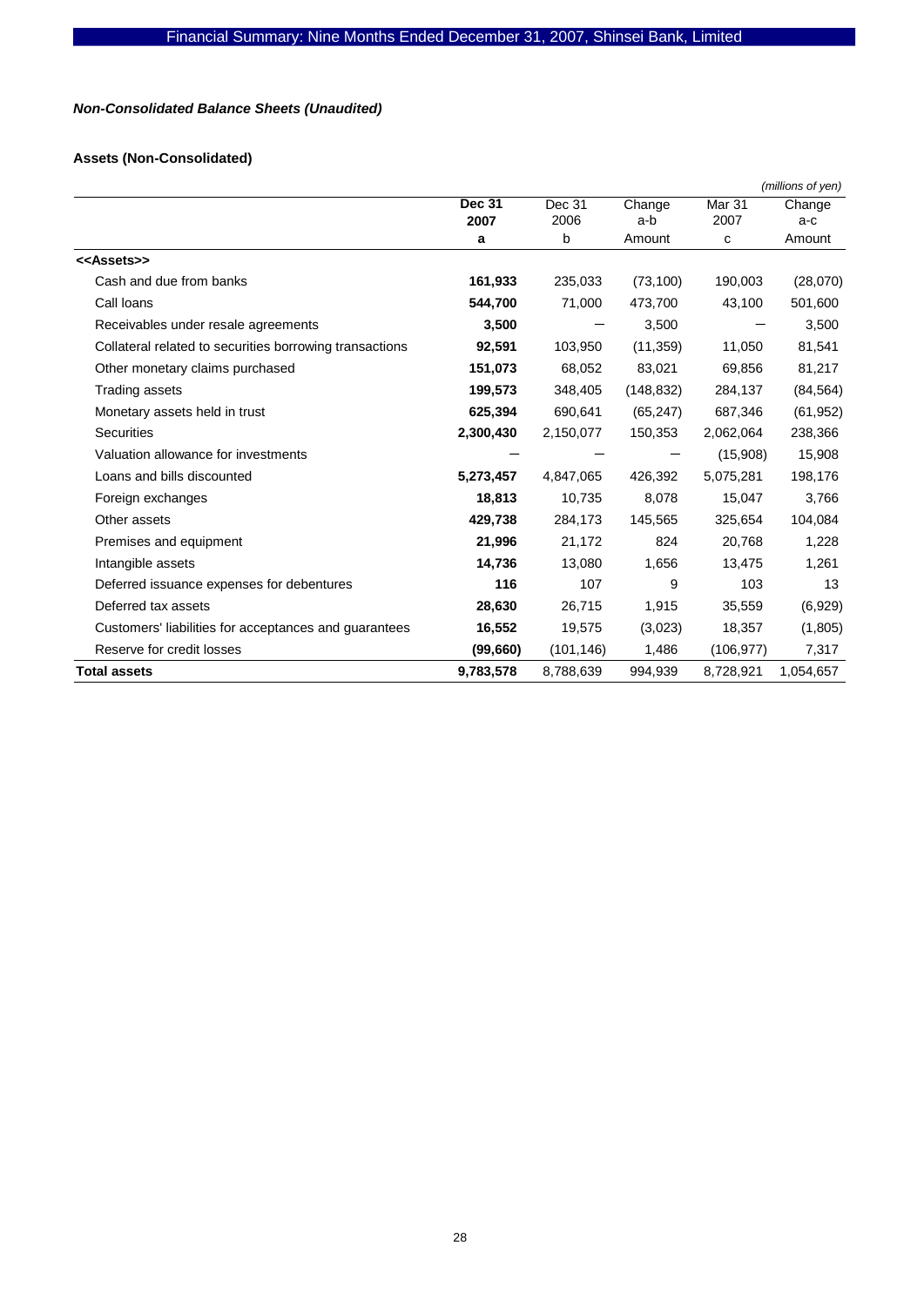## *Non-Consolidated Balance Sheets (Unaudited)*

### Assets (Non-Consolidated)

*(millions of yen)*

| | **Dec 31 2007** | Dec 31 2006 | Change a-b | Mar 31 2007 | Change a-c |
|---|---|---|---|---|---|
| | **a** | b | Amount | c | Amount |
| **<<Assets>>** | | | | | |
| Cash and due from banks | **161,933** | 235,033 | (73,100) | 190,003 | (28,070) |
| Call loans | **544,700** | 71,000 | 473,700 | 43,100 | 501,600 |
| Receivables under resale agreements | **3,500** | — | 3,500 | — | 3,500 |
| Collateral related to securities borrowing transactions | **92,591** | 103,950 | (11,359) | 11,050 | 81,541 |
| Other monetary claims purchased | **151,073** | 68,052 | 83,021 | 69,856 | 81,217 |
| Trading assets | **199,573** | 348,405 | (148,832) | 284,137 | (84,564) |
| Monetary assets held in trust | **625,394** | 690,641 | (65,247) | 687,346 | (61,952) |
| Securities | **2,300,430** | 2,150,077 | 150,353 | 2,062,064 | 238,366 |
| Valuation allowance for investments | **—** | — | — | (15,908) | 15,908 |
| Loans and bills discounted | **5,273,457** | 4,847,065 | 426,392 | 5,075,281 | 198,176 |
| Foreign exchanges | **18,813** | 10,735 | 8,078 | 15,047 | 3,766 |
| Other assets | **429,738** | 284,173 | 145,565 | 325,654 | 104,084 |
| Premises and equipment | **21,996** | 21,172 | 824 | 20,768 | 1,228 |
| Intangible assets | **14,736** | 13,080 | 1,656 | 13,475 | 1,261 |
| Deferred issuance expenses for debentures | **116** | 107 | 9 | 103 | 13 |
| Deferred tax assets | **28,630** | 26,715 | 1,915 | 35,559 | (6,929) |
| Customers' liabilities for acceptances and guarantees | **16,552** | 19,575 | (3,023) | 18,357 | (1,805) |
| Reserve for credit losses | **(99,660)** | (101,146) | 1,486 | (106,977) | 7,317 |
| **Total assets** | **9,783,578** | 8,788,639 | 994,939 | 8,728,921 | 1,054,657 |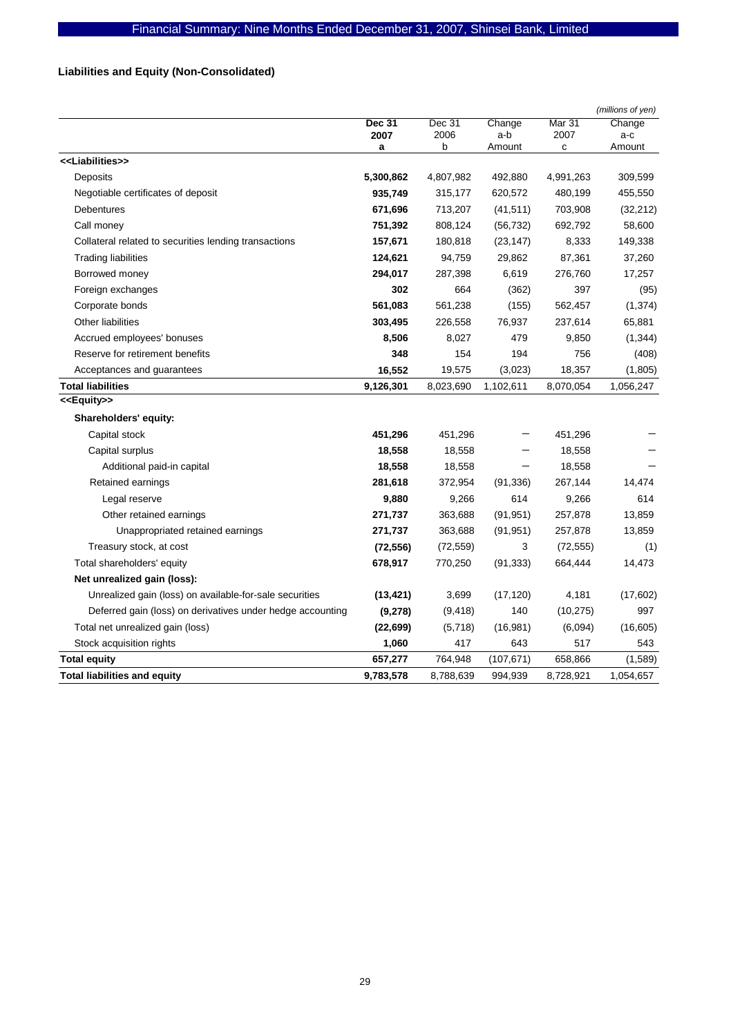## Liabilities and Equity (Non-Consolidated)

*(millions of yen)*

| | Dec 31 2007 a | Dec 31 2006 b | Change a-b Amount | Mar 31 2007 c | Change a-c Amount |
|---|---|---|---|---|---|
| **<<Liabilities>>** | | | | | |
| Deposits | **5,300,862** | 4,807,982 | 492,880 | 4,991,263 | 309,599 |
| Negotiable certificates of deposit | **935,749** | 315,177 | 620,572 | 480,199 | 455,550 |
| Debentures | **671,696** | 713,207 | (41,511) | 703,908 | (32,212) |
| Call money | **751,392** | 808,124 | (56,732) | 692,792 | 58,600 |
| Collateral related to securities lending transactions | **157,671** | 180,818 | (23,147) | 8,333 | 149,338 |
| Trading liabilities | **124,621** | 94,759 | 29,862 | 87,361 | 37,260 |
| Borrowed money | **294,017** | 287,398 | 6,619 | 276,760 | 17,257 |
| Foreign exchanges | **302** | 664 | (362) | 397 | (95) |
| Corporate bonds | **561,083** | 561,238 | (155) | 562,457 | (1,374) |
| Other liabilities | **303,495** | 226,558 | 76,937 | 237,614 | 65,881 |
| Accrued employees' bonuses | **8,506** | 8,027 | 479 | 9,850 | (1,344) |
| Reserve for retirement benefits | **348** | 154 | 194 | 756 | (408) |
| Acceptances and guarantees | **16,552** | 19,575 | (3,023) | 18,357 | (1,805) |
| **Total liabilities** | **9,126,301** | 8,023,690 | 1,102,611 | 8,070,054 | 1,056,247 |
| **<<Equity>>** | | | | | |
| **Shareholders' equity:** | | | | | |
| Capital stock | **451,296** | 451,296 | — | 451,296 | — |
| Capital surplus | **18,558** | 18,558 | — | 18,558 | — |
| Additional paid-in capital | **18,558** | 18,558 | — | 18,558 | — |
| Retained earnings | **281,618** | 372,954 | (91,336) | 267,144 | 14,474 |
| Legal reserve | **9,880** | 9,266 | 614 | 9,266 | 614 |
| Other retained earnings | **271,737** | 363,688 | (91,951) | 257,878 | 13,859 |
| Unappropriated retained earnings | **271,737** | 363,688 | (91,951) | 257,878 | 13,859 |
| Treasury stock, at cost | **(72,556)** | (72,559) | 3 | (72,555) | (1) |
| Total shareholders' equity | **678,917** | 770,250 | (91,333) | 664,444 | 14,473 |
| **Net unrealized gain (loss):** | | | | | |
| Unrealized gain (loss) on available-for-sale securities | **(13,421)** | 3,699 | (17,120) | 4,181 | (17,602) |
| Deferred gain (loss) on derivatives under hedge accounting | **(9,278)** | (9,418) | 140 | (10,275) | 997 |
| Total net unrealized gain (loss) | **(22,699)** | (5,718) | (16,981) | (6,094) | (16,605) |
| Stock acquisition rights | **1,060** | 417 | 643 | 517 | 543 |
| **Total equity** | **657,277** | 764,948 | (107,671) | 658,866 | (1,589) |
| **Total liabilities and equity** | **9,783,578** | 8,788,639 | 994,939 | 8,728,921 | 1,054,657 |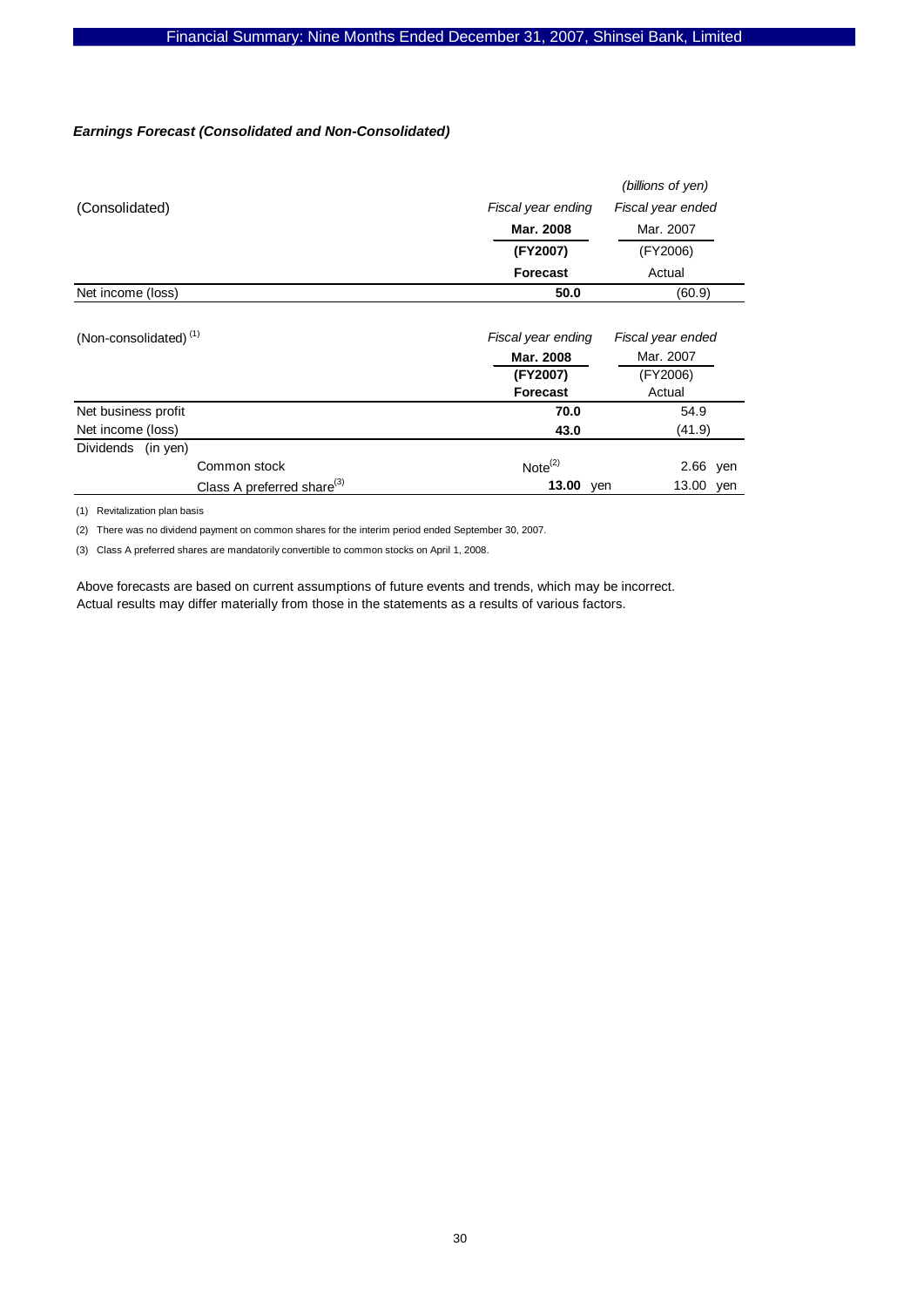***Earnings Forecast (Consolidated and Non-Consolidated)***

| (Consolidated) | *Fiscal year ending* **Mar. 2008** **(FY2007)** **Forecast** | *Fiscal year ended* Mar. 2007 (FY2006) Actual |
|---|---|---|
| | | *(billions of yen)* |
| Net income (loss) | **50.0** | (60.9) |

| (Non-consolidated) [1] | *Fiscal year ending* **Mar. 2008** **(FY2007)** **Forecast** | *Fiscal year ended* Mar. 2007 (FY2006) Actual |
|---|---|---|
| Net business profit | **70.0** | 54.9 |
| Net income (loss) | **43.0** | (41.9) |
| Dividends (in yen) | | |
| Common stock | Note[2] | 2.66 yen |
| Class A preferred share[3] | **13.00** yen | 13.00 yen |

(1) Revitalization plan basis

(2) There was no dividend payment on common shares for the interim period ended September 30, 2007.

(3) Class A preferred shares are mandatorily convertible to common stocks on April 1, 2008.

Above forecasts are based on current assumptions of future events and trends, which may be incorrect.
Actual results may differ materially from those in the statements as a results of various factors.